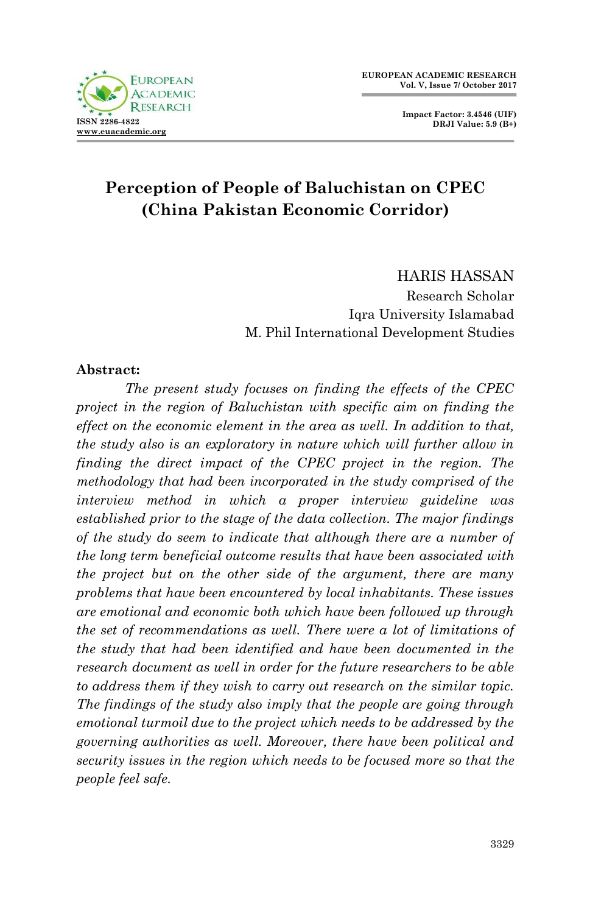# Perception of People of Baluchistan on CPEC (China Pakistan Economic Corridor)

HARIS HASSAN
Research Scholar
Iqra University Islamabad
M. Phil International Development Studies

**Abstract:**

*The present study focuses on finding the effects of the CPEC project in the region of Baluchistan with specific aim on finding the effect on the economic element in the area as well. In addition to that, the study also is an exploratory in nature which will further allow in finding the direct impact of the CPEC project in the region. The methodology that had been incorporated in the study comprised of the interview method in which a proper interview guideline was established prior to the stage of the data collection. The major findings of the study do seem to indicate that although there are a number of the long term beneficial outcome results that have been associated with the project but on the other side of the argument, there are many problems that have been encountered by local inhabitants. These issues are emotional and economic both which have been followed up through the set of recommendations as well. There were a lot of limitations of the study that had been identified and have been documented in the research document as well in order for the future researchers to be able to address them if they wish to carry out research on the similar topic. The findings of the study also imply that the people are going through emotional turmoil due to the project which needs to be addressed by the governing authorities as well. Moreover, there have been political and security issues in the region which needs to be focused more so that the people feel safe.*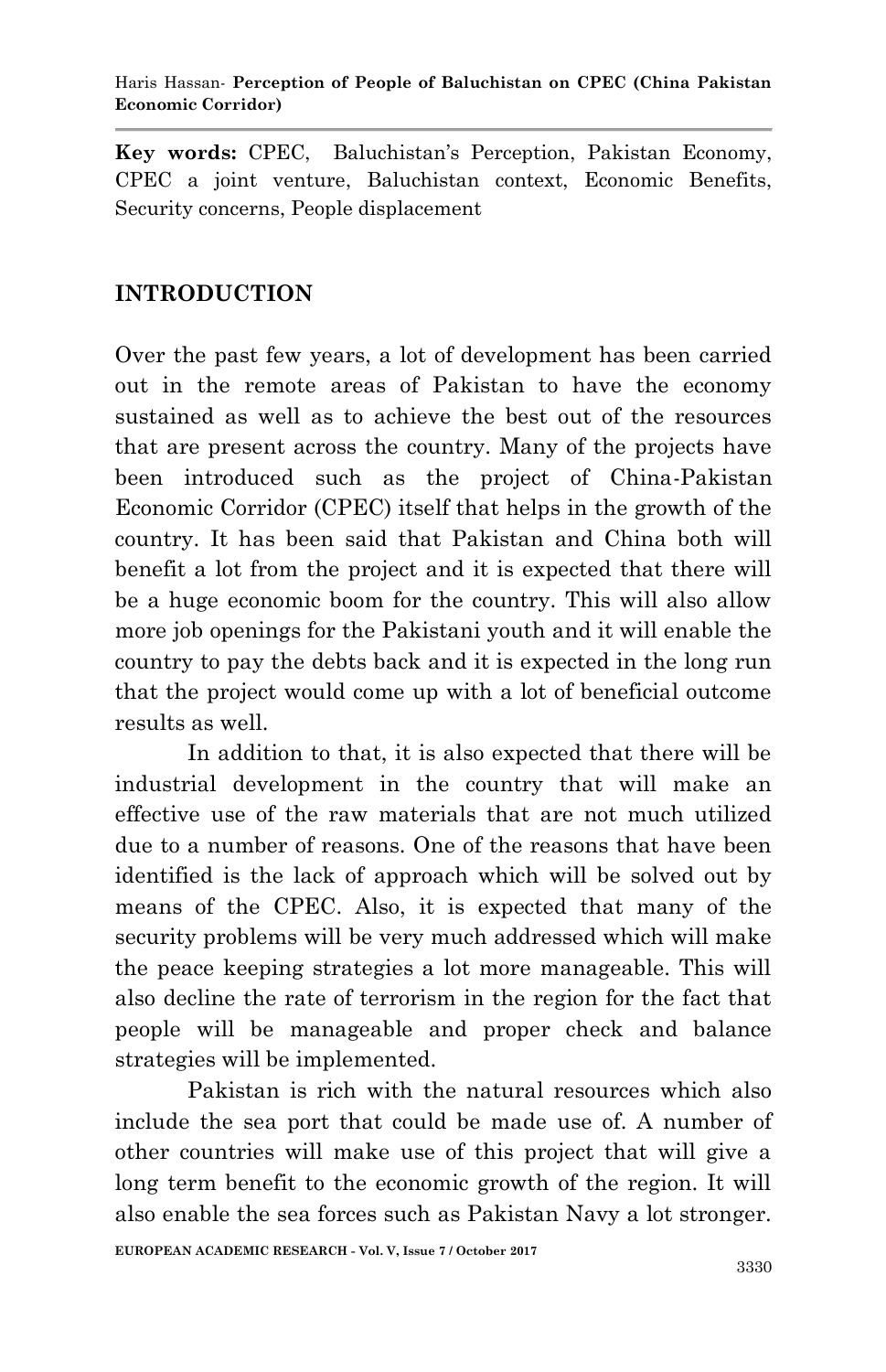**Key words:** CPEC, Baluchistan's Perception, Pakistan Economy, CPEC a joint venture, Baluchistan context, Economic Benefits, Security concerns, People displacement

## INTRODUCTION

Over the past few years, a lot of development has been carried out in the remote areas of Pakistan to have the economy sustained as well as to achieve the best out of the resources that are present across the country. Many of the projects have been introduced such as the project of China-Pakistan Economic Corridor (CPEC) itself that helps in the growth of the country. It has been said that Pakistan and China both will benefit a lot from the project and it is expected that there will be a huge economic boom for the country. This will also allow more job openings for the Pakistani youth and it will enable the country to pay the debts back and it is expected in the long run that the project would come up with a lot of beneficial outcome results as well.

In addition to that, it is also expected that there will be industrial development in the country that will make an effective use of the raw materials that are not much utilized due to a number of reasons. One of the reasons that have been identified is the lack of approach which will be solved out by means of the CPEC. Also, it is expected that many of the security problems will be very much addressed which will make the peace keeping strategies a lot more manageable. This will also decline the rate of terrorism in the region for the fact that people will be manageable and proper check and balance strategies will be implemented.

Pakistan is rich with the natural resources which also include the sea port that could be made use of. A number of other countries will make use of this project that will give a long term benefit to the economic growth of the region. It will also enable the sea forces such as Pakistan Navy a lot stronger.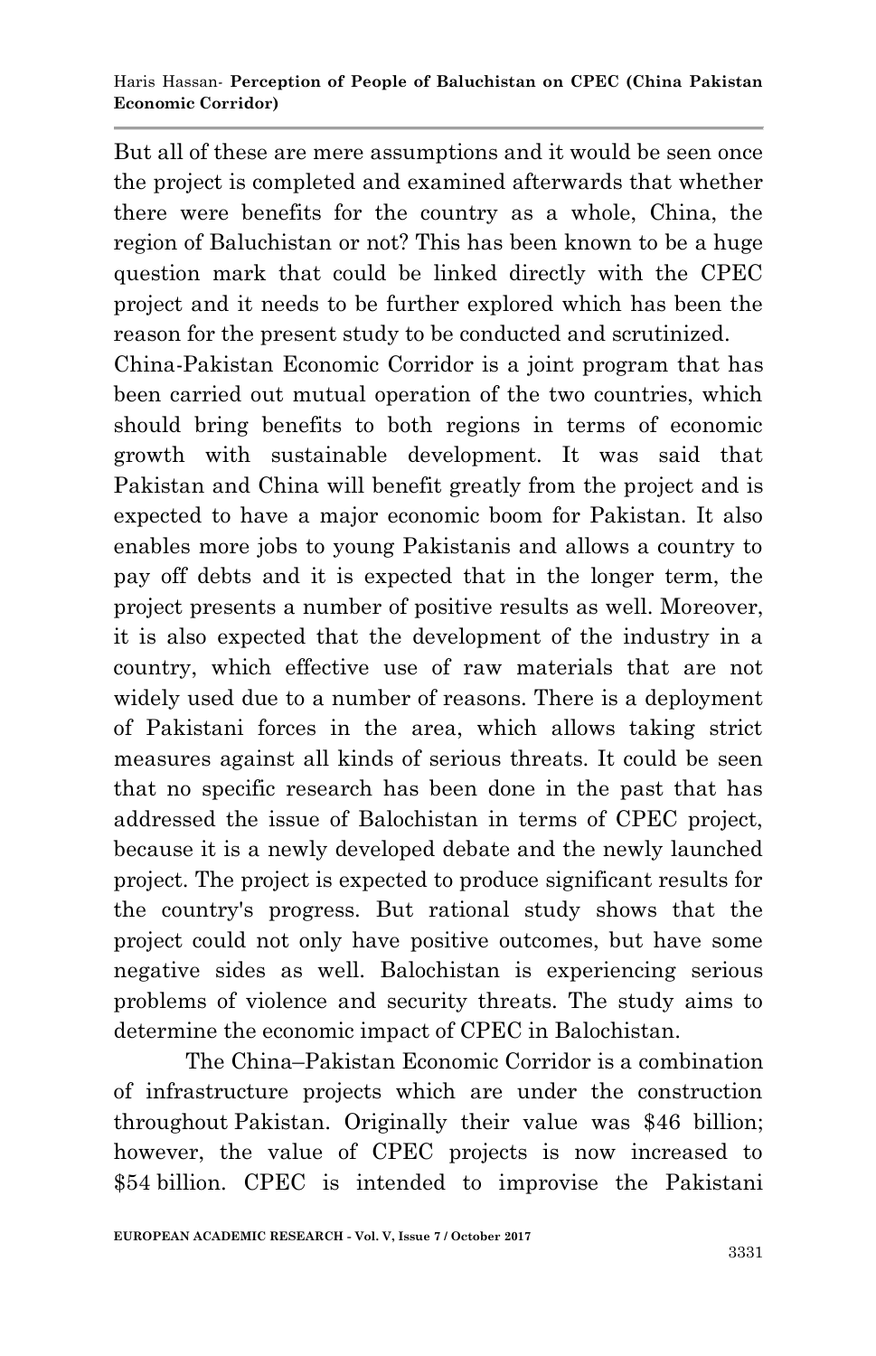But all of these are mere assumptions and it would be seen once the project is completed and examined afterwards that whether there were benefits for the country as a whole, China, the region of Baluchistan or not? This has been known to be a huge question mark that could be linked directly with the CPEC project and it needs to be further explored which has been the reason for the present study to be conducted and scrutinized.

China-Pakistan Economic Corridor is a joint program that has been carried out mutual operation of the two countries, which should bring benefits to both regions in terms of economic growth with sustainable development. It was said that Pakistan and China will benefit greatly from the project and is expected to have a major economic boom for Pakistan. It also enables more jobs to young Pakistanis and allows a country to pay off debts and it is expected that in the longer term, the project presents a number of positive results as well. Moreover, it is also expected that the development of the industry in a country, which effective use of raw materials that are not widely used due to a number of reasons. There is a deployment of Pakistani forces in the area, which allows taking strict measures against all kinds of serious threats. It could be seen that no specific research has been done in the past that has addressed the issue of Balochistan in terms of CPEC project, because it is a newly developed debate and the newly launched project. The project is expected to produce significant results for the country's progress. But rational study shows that the project could not only have positive outcomes, but have some negative sides as well. Balochistan is experiencing serious problems of violence and security threats. The study aims to determine the economic impact of CPEC in Balochistan.

The China–Pakistan Economic Corridor is a combination of infrastructure projects which are under the construction throughout Pakistan. Originally their value was $46 billion; however, the value of CPEC projects is now increased to $54 billion. CPEC is intended to improvise the Pakistani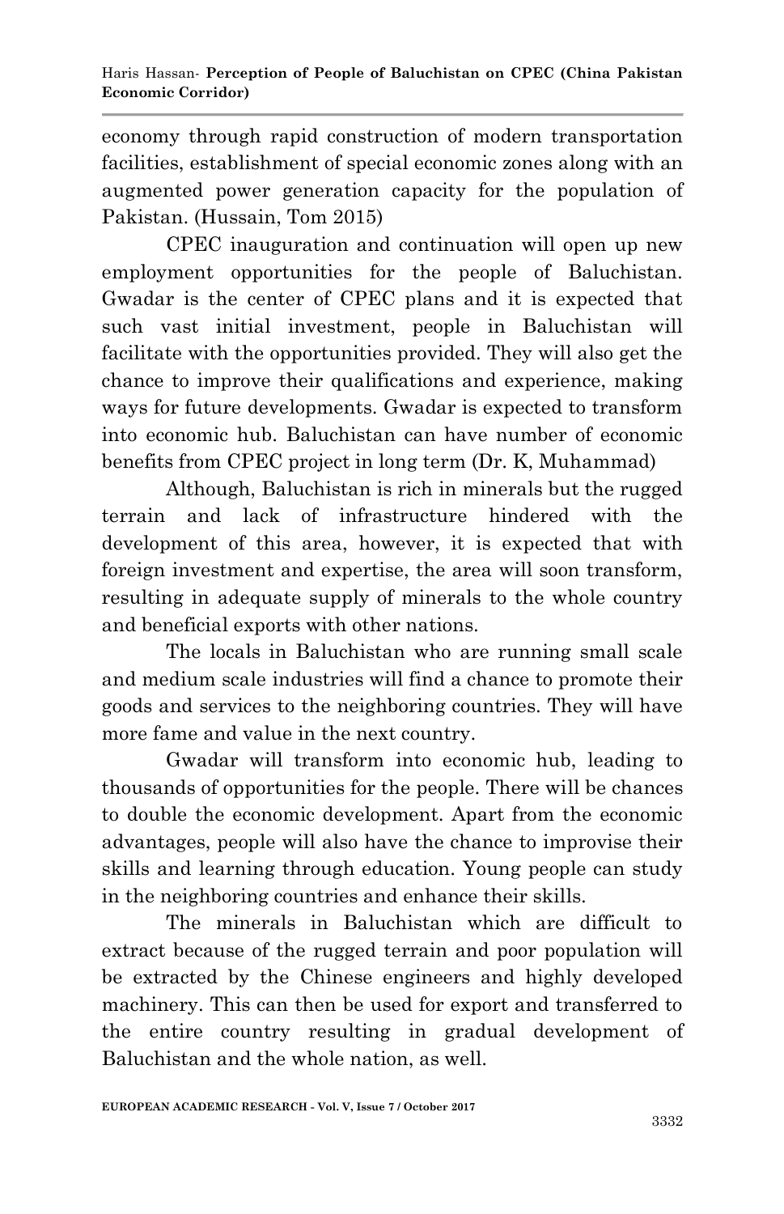economy through rapid construction of modern transportation facilities, establishment of special economic zones along with an augmented power generation capacity for the population of Pakistan. (Hussain, Tom 2015)

CPEC inauguration and continuation will open up new employment opportunities for the people of Baluchistan. Gwadar is the center of CPEC plans and it is expected that such vast initial investment, people in Baluchistan will facilitate with the opportunities provided. They will also get the chance to improve their qualifications and experience, making ways for future developments. Gwadar is expected to transform into economic hub. Baluchistan can have number of economic benefits from CPEC project in long term (Dr. K, Muhammad)

Although, Baluchistan is rich in minerals but the rugged terrain and lack of infrastructure hindered with the development of this area, however, it is expected that with foreign investment and expertise, the area will soon transform, resulting in adequate supply of minerals to the whole country and beneficial exports with other nations.

The locals in Baluchistan who are running small scale and medium scale industries will find a chance to promote their goods and services to the neighboring countries. They will have more fame and value in the next country.

Gwadar will transform into economic hub, leading to thousands of opportunities for the people. There will be chances to double the economic development. Apart from the economic advantages, people will also have the chance to improvise their skills and learning through education. Young people can study in the neighboring countries and enhance their skills.

The minerals in Baluchistan which are difficult to extract because of the rugged terrain and poor population will be extracted by the Chinese engineers and highly developed machinery. This can then be used for export and transferred to the entire country resulting in gradual development of Baluchistan and the whole nation, as well.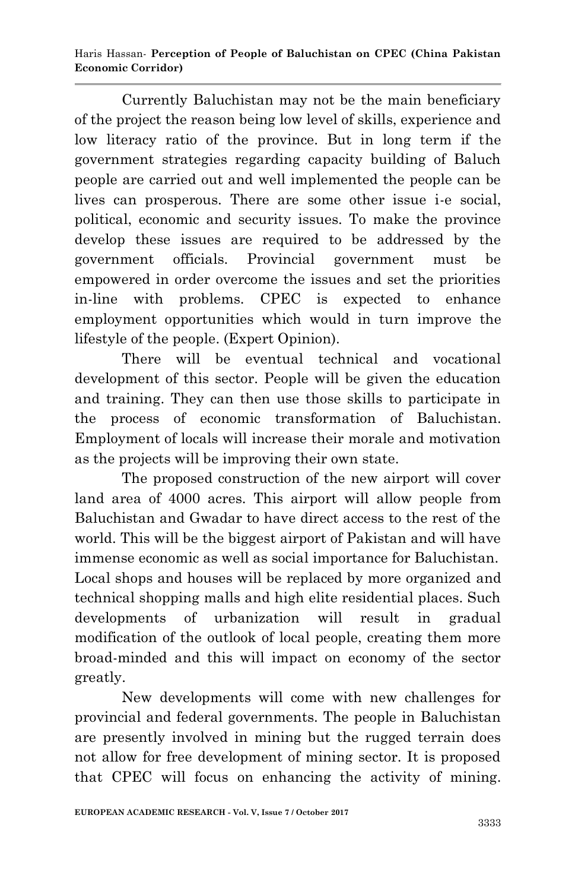Currently Baluchistan may not be the main beneficiary of the project the reason being low level of skills, experience and low literacy ratio of the province. But in long term if the government strategies regarding capacity building of Baluch people are carried out and well implemented the people can be lives can prosperous. There are some other issue i-e social, political, economic and security issues. To make the province develop these issues are required to be addressed by the government officials. Provincial government must be empowered in order overcome the issues and set the priorities in-line with problems. CPEC is expected to enhance employment opportunities which would in turn improve the lifestyle of the people. (Expert Opinion).

There will be eventual technical and vocational development of this sector. People will be given the education and training. They can then use those skills to participate in the process of economic transformation of Baluchistan. Employment of locals will increase their morale and motivation as the projects will be improving their own state.

The proposed construction of the new airport will cover land area of 4000 acres. This airport will allow people from Baluchistan and Gwadar to have direct access to the rest of the world. This will be the biggest airport of Pakistan and will have immense economic as well as social importance for Baluchistan. Local shops and houses will be replaced by more organized and technical shopping malls and high elite residential places. Such developments of urbanization will result in gradual modification of the outlook of local people, creating them more broad-minded and this will impact on economy of the sector greatly.

New developments will come with new challenges for provincial and federal governments. The people in Baluchistan are presently involved in mining but the rugged terrain does not allow for free development of mining sector. It is proposed that CPEC will focus on enhancing the activity of mining.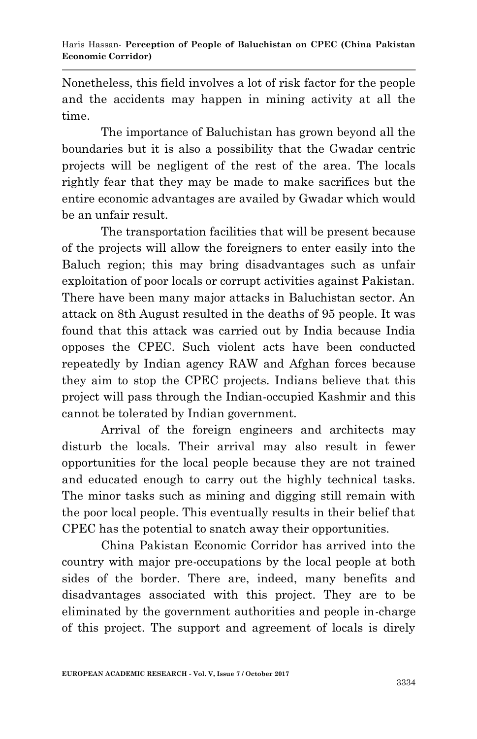Nonetheless, this field involves a lot of risk factor for the people and the accidents may happen in mining activity at all the time.

The importance of Baluchistan has grown beyond all the boundaries but it is also a possibility that the Gwadar centric projects will be negligent of the rest of the area. The locals rightly fear that they may be made to make sacrifices but the entire economic advantages are availed by Gwadar which would be an unfair result.

The transportation facilities that will be present because of the projects will allow the foreigners to enter easily into the Baluch region; this may bring disadvantages such as unfair exploitation of poor locals or corrupt activities against Pakistan. There have been many major attacks in Baluchistan sector. An attack on 8th August resulted in the deaths of 95 people. It was found that this attack was carried out by India because India opposes the CPEC. Such violent acts have been conducted repeatedly by Indian agency RAW and Afghan forces because they aim to stop the CPEC projects. Indians believe that this project will pass through the Indian-occupied Kashmir and this cannot be tolerated by Indian government.

Arrival of the foreign engineers and architects may disturb the locals. Their arrival may also result in fewer opportunities for the local people because they are not trained and educated enough to carry out the highly technical tasks. The minor tasks such as mining and digging still remain with the poor local people. This eventually results in their belief that CPEC has the potential to snatch away their opportunities.

China Pakistan Economic Corridor has arrived into the country with major pre-occupations by the local people at both sides of the border. There are, indeed, many benefits and disadvantages associated with this project. They are to be eliminated by the government authorities and people in-charge of this project. The support and agreement of locals is direly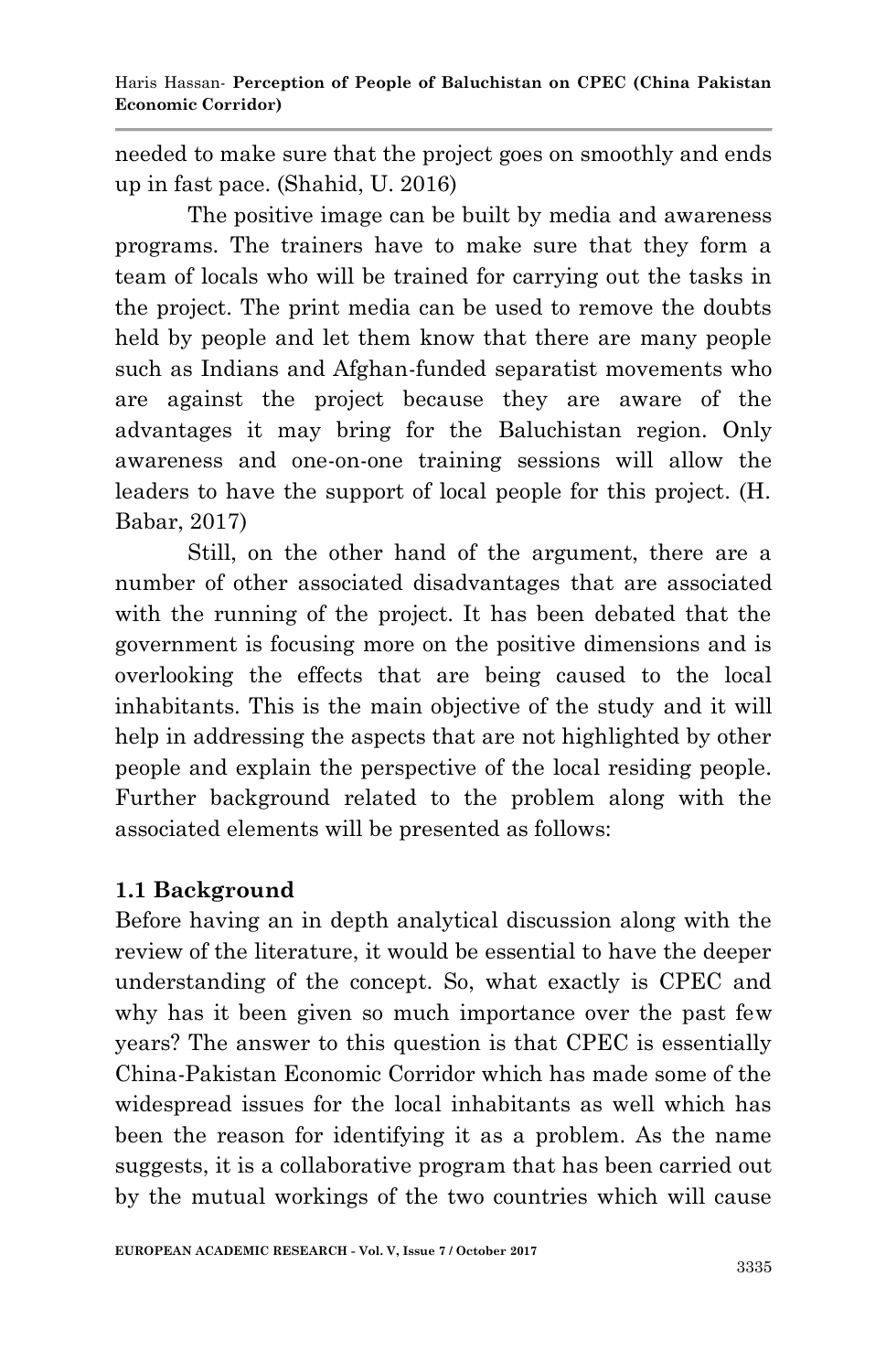needed to make sure that the project goes on smoothly and ends up in fast pace. (Shahid, U. 2016)

The positive image can be built by media and awareness programs. The trainers have to make sure that they form a team of locals who will be trained for carrying out the tasks in the project. The print media can be used to remove the doubts held by people and let them know that there are many people such as Indians and Afghan-funded separatist movements who are against the project because they are aware of the advantages it may bring for the Baluchistan region. Only awareness and one-on-one training sessions will allow the leaders to have the support of local people for this project. (H. Babar, 2017)

Still, on the other hand of the argument, there are a number of other associated disadvantages that are associated with the running of the project. It has been debated that the government is focusing more on the positive dimensions and is overlooking the effects that are being caused to the local inhabitants. This is the main objective of the study and it will help in addressing the aspects that are not highlighted by other people and explain the perspective of the local residing people. Further background related to the problem along with the associated elements will be presented as follows:

## 1.1 Background

Before having an in depth analytical discussion along with the review of the literature, it would be essential to have the deeper understanding of the concept. So, what exactly is CPEC and why has it been given so much importance over the past few years? The answer to this question is that CPEC is essentially China-Pakistan Economic Corridor which has made some of the widespread issues for the local inhabitants as well which has been the reason for identifying it as a problem. As the name suggests, it is a collaborative program that has been carried out by the mutual workings of the two countries which will cause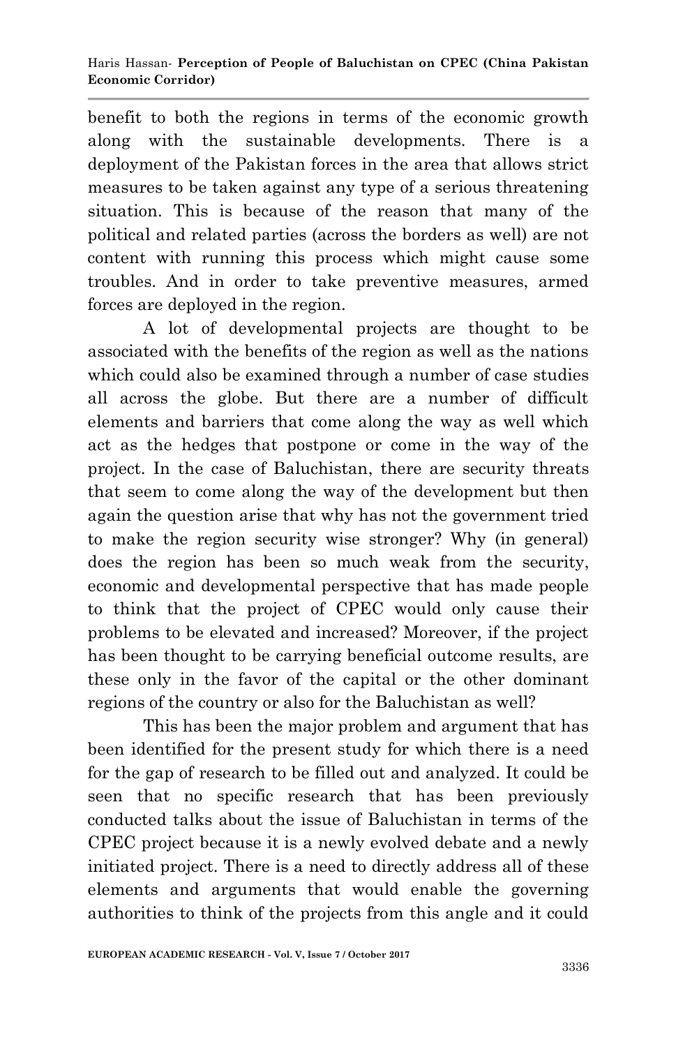benefit to both the regions in terms of the economic growth along with the sustainable developments. There is a deployment of the Pakistan forces in the area that allows strict measures to be taken against any type of a serious threatening situation. This is because of the reason that many of the political and related parties (across the borders as well) are not content with running this process which might cause some troubles. And in order to take preventive measures, armed forces are deployed in the region.

A lot of developmental projects are thought to be associated with the benefits of the region as well as the nations which could also be examined through a number of case studies all across the globe. But there are a number of difficult elements and barriers that come along the way as well which act as the hedges that postpone or come in the way of the project. In the case of Baluchistan, there are security threats that seem to come along the way of the development but then again the question arise that why has not the government tried to make the region security wise stronger? Why (in general) does the region has been so much weak from the security, economic and developmental perspective that has made people to think that the project of CPEC would only cause their problems to be elevated and increased? Moreover, if the project has been thought to be carrying beneficial outcome results, are these only in the favor of the capital or the other dominant regions of the country or also for the Baluchistan as well?

This has been the major problem and argument that has been identified for the present study for which there is a need for the gap of research to be filled out and analyzed. It could be seen that no specific research that has been previously conducted talks about the issue of Baluchistan in terms of the CPEC project because it is a newly evolved debate and a newly initiated project. There is a need to directly address all of these elements and arguments that would enable the governing authorities to think of the projects from this angle and it could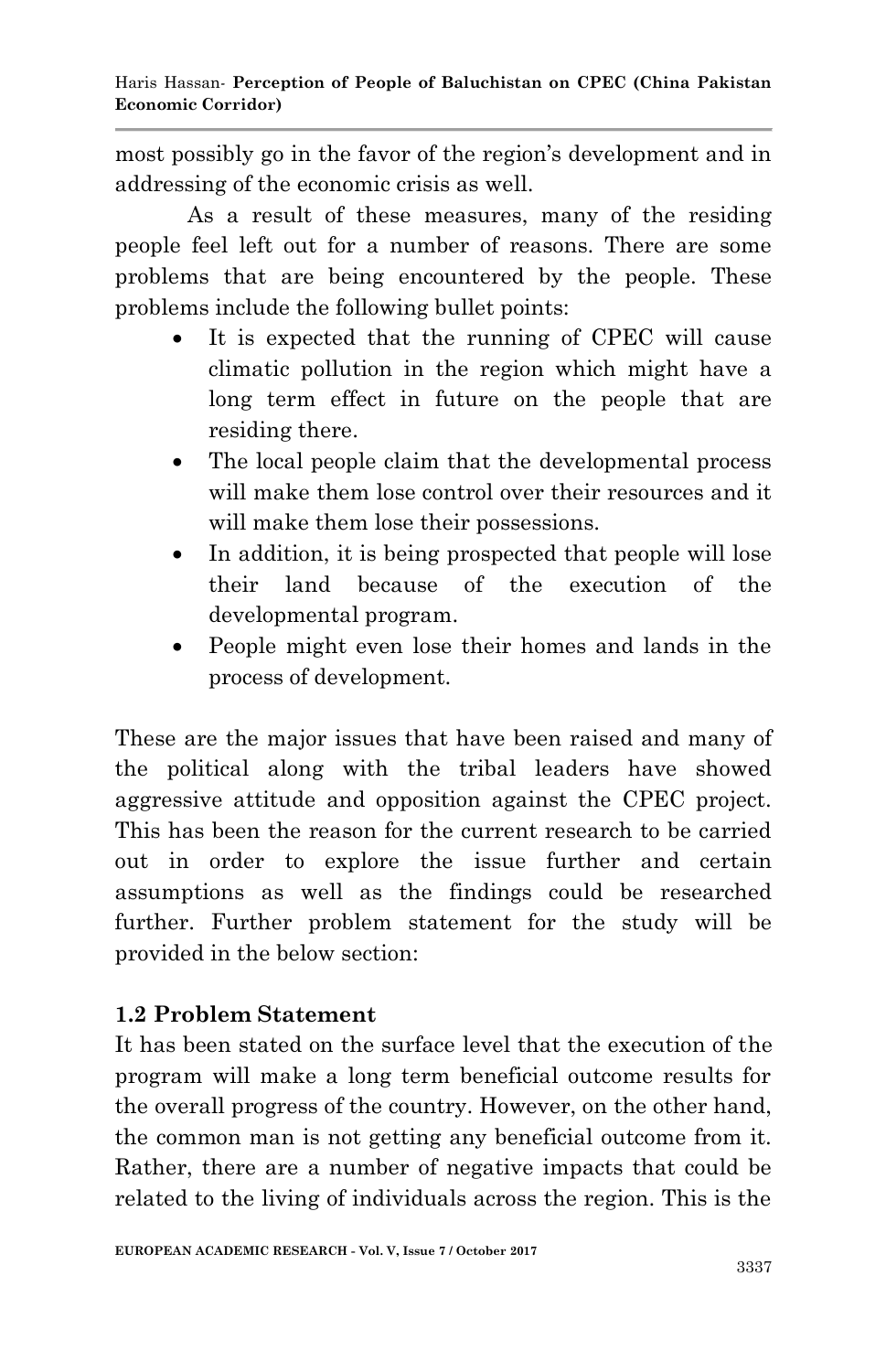most possibly go in the favor of the region's development and in addressing of the economic crisis as well.

As a result of these measures, many of the residing people feel left out for a number of reasons. There are some problems that are being encountered by the people. These problems include the following bullet points:

- It is expected that the running of CPEC will cause climatic pollution in the region which might have a long term effect in future on the people that are residing there.
- The local people claim that the developmental process will make them lose control over their resources and it will make them lose their possessions.
- In addition, it is being prospected that people will lose their land because of the execution of the developmental program.
- People might even lose their homes and lands in the process of development.

These are the major issues that have been raised and many of the political along with the tribal leaders have showed aggressive attitude and opposition against the CPEC project. This has been the reason for the current research to be carried out in order to explore the issue further and certain assumptions as well as the findings could be researched further. Further problem statement for the study will be provided in the below section:

## 1.2 Problem Statement

It has been stated on the surface level that the execution of the program will make a long term beneficial outcome results for the overall progress of the country. However, on the other hand, the common man is not getting any beneficial outcome from it. Rather, there are a number of negative impacts that could be related to the living of individuals across the region. This is the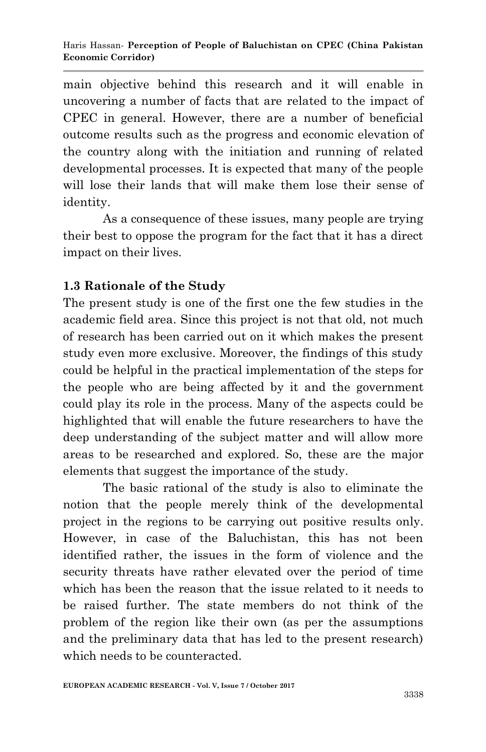main objective behind this research and it will enable in uncovering a number of facts that are related to the impact of CPEC in general. However, there are a number of beneficial outcome results such as the progress and economic elevation of the country along with the initiation and running of related developmental processes. It is expected that many of the people will lose their lands that will make them lose their sense of identity.

As a consequence of these issues, many people are trying their best to oppose the program for the fact that it has a direct impact on their lives.

### 1.3 Rationale of the Study

The present study is one of the first one the few studies in the academic field area. Since this project is not that old, not much of research has been carried out on it which makes the present study even more exclusive. Moreover, the findings of this study could be helpful in the practical implementation of the steps for the people who are being affected by it and the government could play its role in the process. Many of the aspects could be highlighted that will enable the future researchers to have the deep understanding of the subject matter and will allow more areas to be researched and explored. So, these are the major elements that suggest the importance of the study.

The basic rational of the study is also to eliminate the notion that the people merely think of the developmental project in the regions to be carrying out positive results only. However, in case of the Baluchistan, this has not been identified rather, the issues in the form of violence and the security threats have rather elevated over the period of time which has been the reason that the issue related to it needs to be raised further. The state members do not think of the problem of the region like their own (as per the assumptions and the preliminary data that has led to the present research) which needs to be counteracted.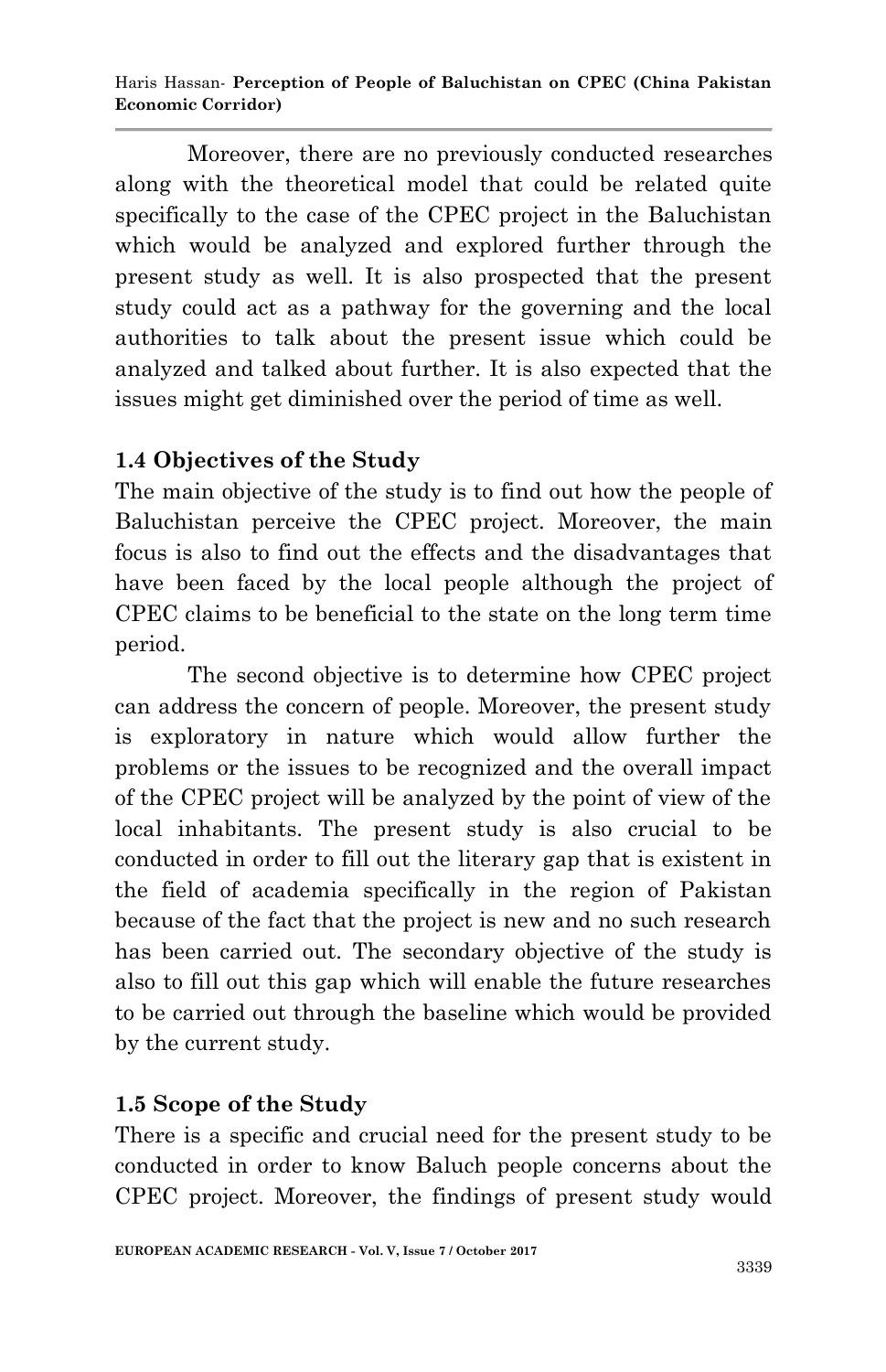Moreover, there are no previously conducted researches along with the theoretical model that could be related quite specifically to the case of the CPEC project in the Baluchistan which would be analyzed and explored further through the present study as well. It is also prospected that the present study could act as a pathway for the governing and the local authorities to talk about the present issue which could be analyzed and talked about further. It is also expected that the issues might get diminished over the period of time as well.

### 1.4 Objectives of the Study

The main objective of the study is to find out how the people of Baluchistan perceive the CPEC project. Moreover, the main focus is also to find out the effects and the disadvantages that have been faced by the local people although the project of CPEC claims to be beneficial to the state on the long term time period.

The second objective is to determine how CPEC project can address the concern of people. Moreover, the present study is exploratory in nature which would allow further the problems or the issues to be recognized and the overall impact of the CPEC project will be analyzed by the point of view of the local inhabitants. The present study is also crucial to be conducted in order to fill out the literary gap that is existent in the field of academia specifically in the region of Pakistan because of the fact that the project is new and no such research has been carried out. The secondary objective of the study is also to fill out this gap which will enable the future researches to be carried out through the baseline which would be provided by the current study.

### 1.5 Scope of the Study

There is a specific and crucial need for the present study to be conducted in order to know Baluch people concerns about the CPEC project. Moreover, the findings of present study would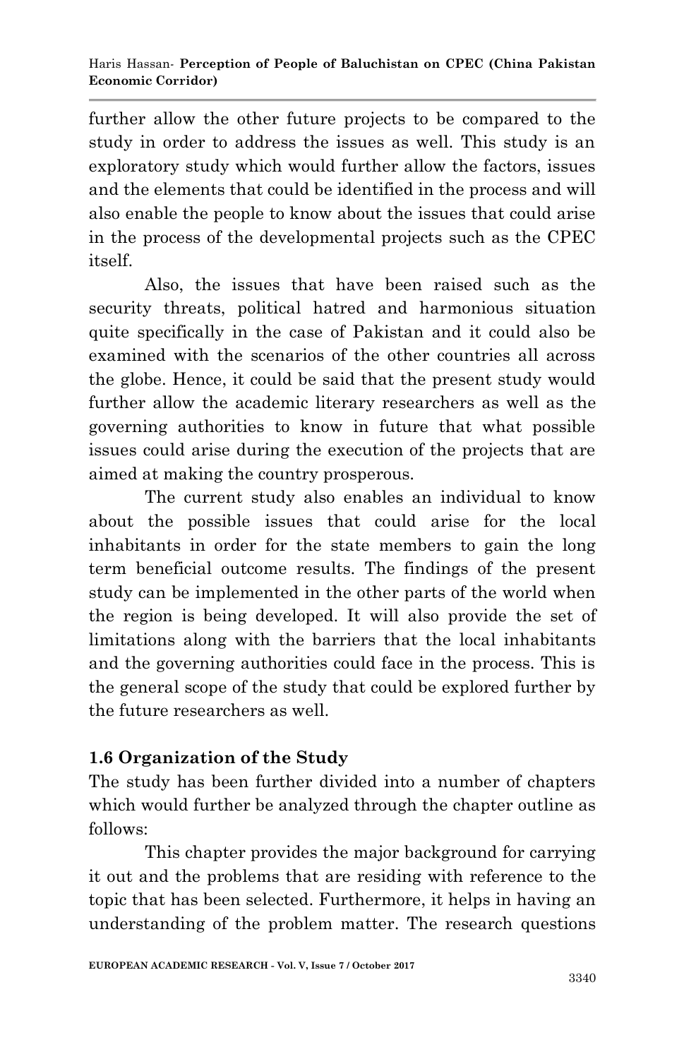further allow the other future projects to be compared to the study in order to address the issues as well. This study is an exploratory study which would further allow the factors, issues and the elements that could be identified in the process and will also enable the people to know about the issues that could arise in the process of the developmental projects such as the CPEC itself.

Also, the issues that have been raised such as the security threats, political hatred and harmonious situation quite specifically in the case of Pakistan and it could also be examined with the scenarios of the other countries all across the globe. Hence, it could be said that the present study would further allow the academic literary researchers as well as the governing authorities to know in future that what possible issues could arise during the execution of the projects that are aimed at making the country prosperous.

The current study also enables an individual to know about the possible issues that could arise for the local inhabitants in order for the state members to gain the long term beneficial outcome results. The findings of the present study can be implemented in the other parts of the world when the region is being developed. It will also provide the set of limitations along with the barriers that the local inhabitants and the governing authorities could face in the process. This is the general scope of the study that could be explored further by the future researchers as well.

### 1.6 Organization of the Study

The study has been further divided into a number of chapters which would further be analyzed through the chapter outline as follows:

This chapter provides the major background for carrying it out and the problems that are residing with reference to the topic that has been selected. Furthermore, it helps in having an understanding of the problem matter. The research questions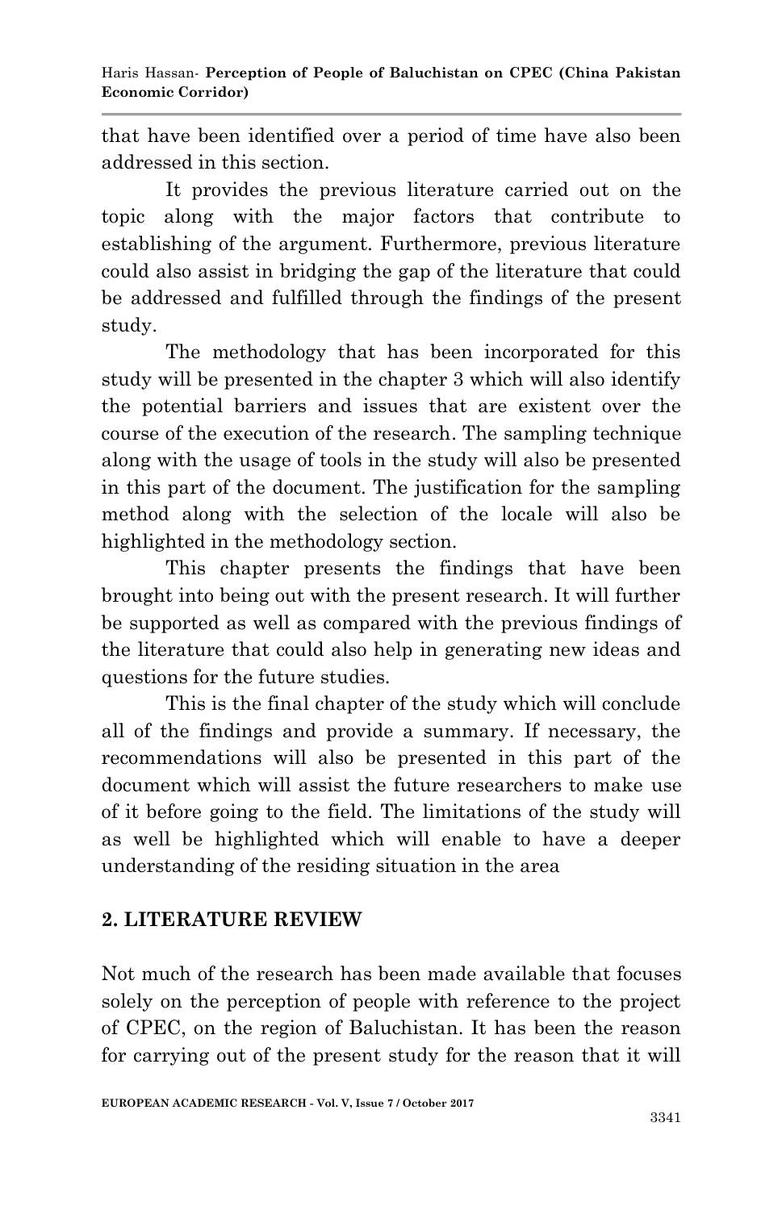that have been identified over a period of time have also been addressed in this section.

It provides the previous literature carried out on the topic along with the major factors that contribute to establishing of the argument. Furthermore, previous literature could also assist in bridging the gap of the literature that could be addressed and fulfilled through the findings of the present study.

The methodology that has been incorporated for this study will be presented in the chapter 3 which will also identify the potential barriers and issues that are existent over the course of the execution of the research. The sampling technique along with the usage of tools in the study will also be presented in this part of the document. The justification for the sampling method along with the selection of the locale will also be highlighted in the methodology section.

This chapter presents the findings that have been brought into being out with the present research. It will further be supported as well as compared with the previous findings of the literature that could also help in generating new ideas and questions for the future studies.

This is the final chapter of the study which will conclude all of the findings and provide a summary. If necessary, the recommendations will also be presented in this part of the document which will assist the future researchers to make use of it before going to the field. The limitations of the study will as well be highlighted which will enable to have a deeper understanding of the residing situation in the area

## 2. LITERATURE REVIEW

Not much of the research has been made available that focuses solely on the perception of people with reference to the project of CPEC, on the region of Baluchistan. It has been the reason for carrying out of the present study for the reason that it will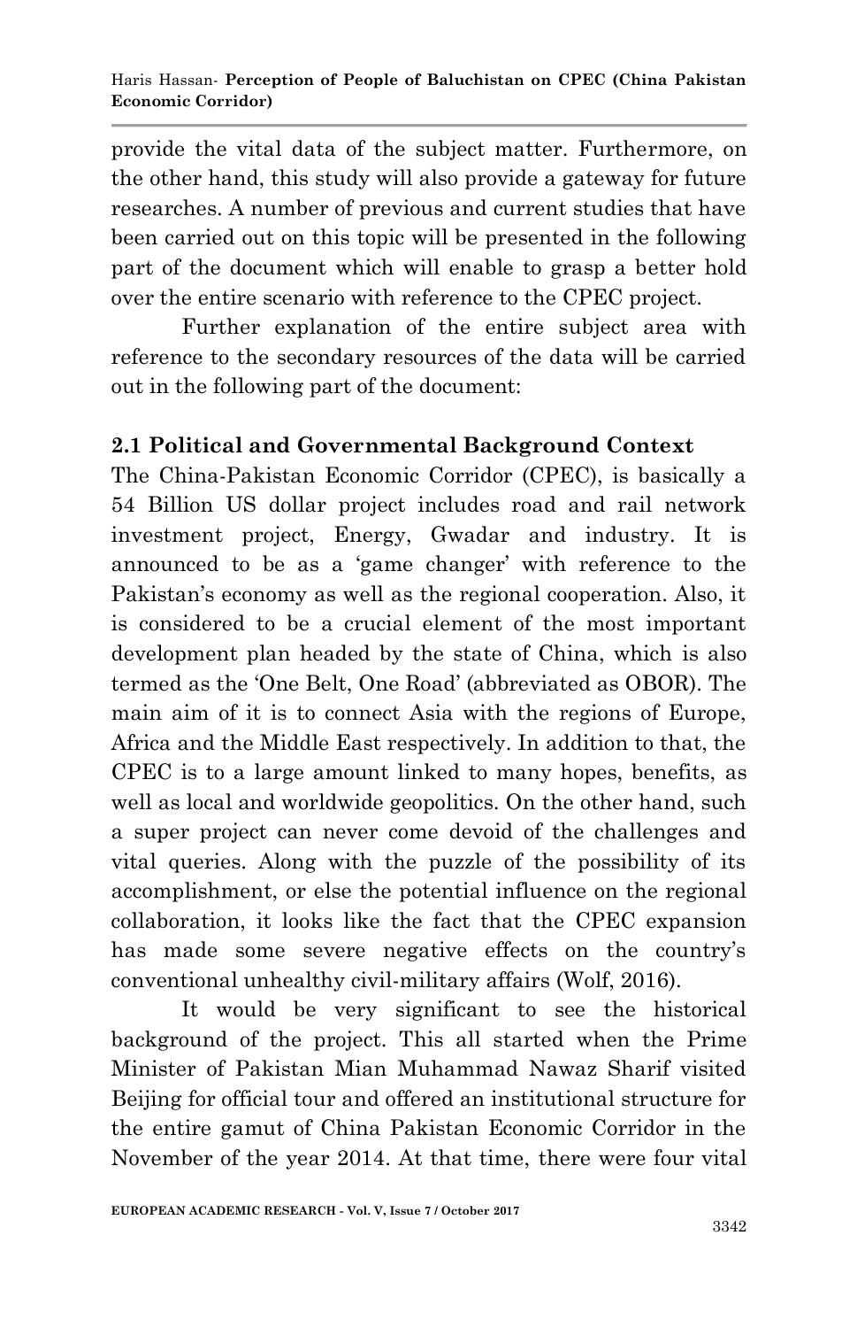provide the vital data of the subject matter. Furthermore, on the other hand, this study will also provide a gateway for future researches. A number of previous and current studies that have been carried out on this topic will be presented in the following part of the document which will enable to grasp a better hold over the entire scenario with reference to the CPEC project.

Further explanation of the entire subject area with reference to the secondary resources of the data will be carried out in the following part of the document:

## 2.1 Political and Governmental Background Context

The China-Pakistan Economic Corridor (CPEC), is basically a 54 Billion US dollar project includes road and rail network investment project, Energy, Gwadar and industry. It is announced to be as a 'game changer' with reference to the Pakistan's economy as well as the regional cooperation. Also, it is considered to be a crucial element of the most important development plan headed by the state of China, which is also termed as the 'One Belt, One Road' (abbreviated as OBOR). The main aim of it is to connect Asia with the regions of Europe, Africa and the Middle East respectively. In addition to that, the CPEC is to a large amount linked to many hopes, benefits, as well as local and worldwide geopolitics. On the other hand, such a super project can never come devoid of the challenges and vital queries. Along with the puzzle of the possibility of its accomplishment, or else the potential influence on the regional collaboration, it looks like the fact that the CPEC expansion has made some severe negative effects on the country's conventional unhealthy civil-military affairs (Wolf, 2016).

It would be very significant to see the historical background of the project. This all started when the Prime Minister of Pakistan Mian Muhammad Nawaz Sharif visited Beijing for official tour and offered an institutional structure for the entire gamut of China Pakistan Economic Corridor in the November of the year 2014. At that time, there were four vital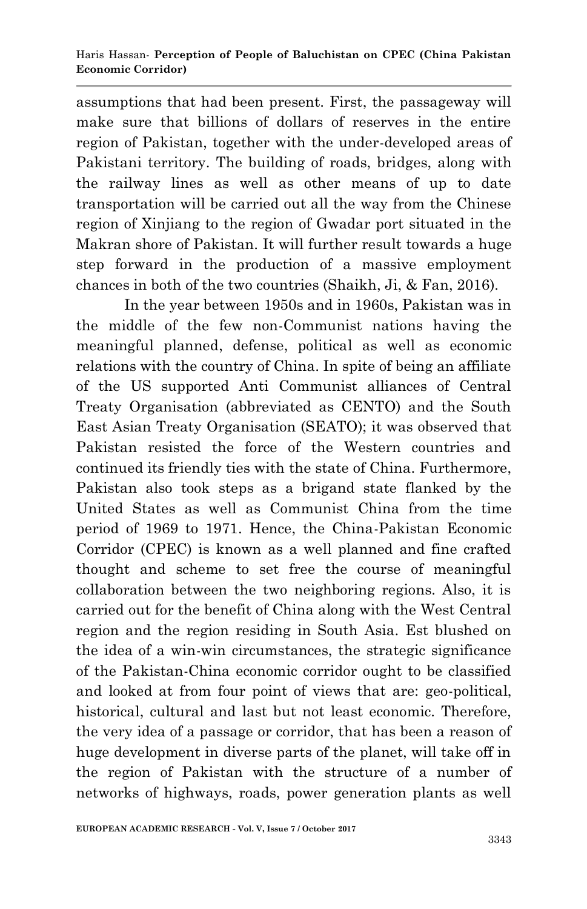assumptions that had been present. First, the passageway will make sure that billions of dollars of reserves in the entire region of Pakistan, together with the under-developed areas of Pakistani territory. The building of roads, bridges, along with the railway lines as well as other means of up to date transportation will be carried out all the way from the Chinese region of Xinjiang to the region of Gwadar port situated in the Makran shore of Pakistan. It will further result towards a huge step forward in the production of a massive employment chances in both of the two countries (Shaikh, Ji, & Fan, 2016).

In the year between 1950s and in 1960s, Pakistan was in the middle of the few non-Communist nations having the meaningful planned, defense, political as well as economic relations with the country of China. In spite of being an affiliate of the US supported Anti Communist alliances of Central Treaty Organisation (abbreviated as CENTO) and the South East Asian Treaty Organisation (SEATO); it was observed that Pakistan resisted the force of the Western countries and continued its friendly ties with the state of China. Furthermore, Pakistan also took steps as a brigand state flanked by the United States as well as Communist China from the time period of 1969 to 1971. Hence, the China-Pakistan Economic Corridor (CPEC) is known as a well planned and fine crafted thought and scheme to set free the course of meaningful collaboration between the two neighboring regions. Also, it is carried out for the benefit of China along with the West Central region and the region residing in South Asia. Est blushed on the idea of a win-win circumstances, the strategic significance of the Pakistan-China economic corridor ought to be classified and looked at from four point of views that are: geo-political, historical, cultural and last but not least economic. Therefore, the very idea of a passage or corridor, that has been a reason of huge development in diverse parts of the planet, will take off in the region of Pakistan with the structure of a number of networks of highways, roads, power generation plants as well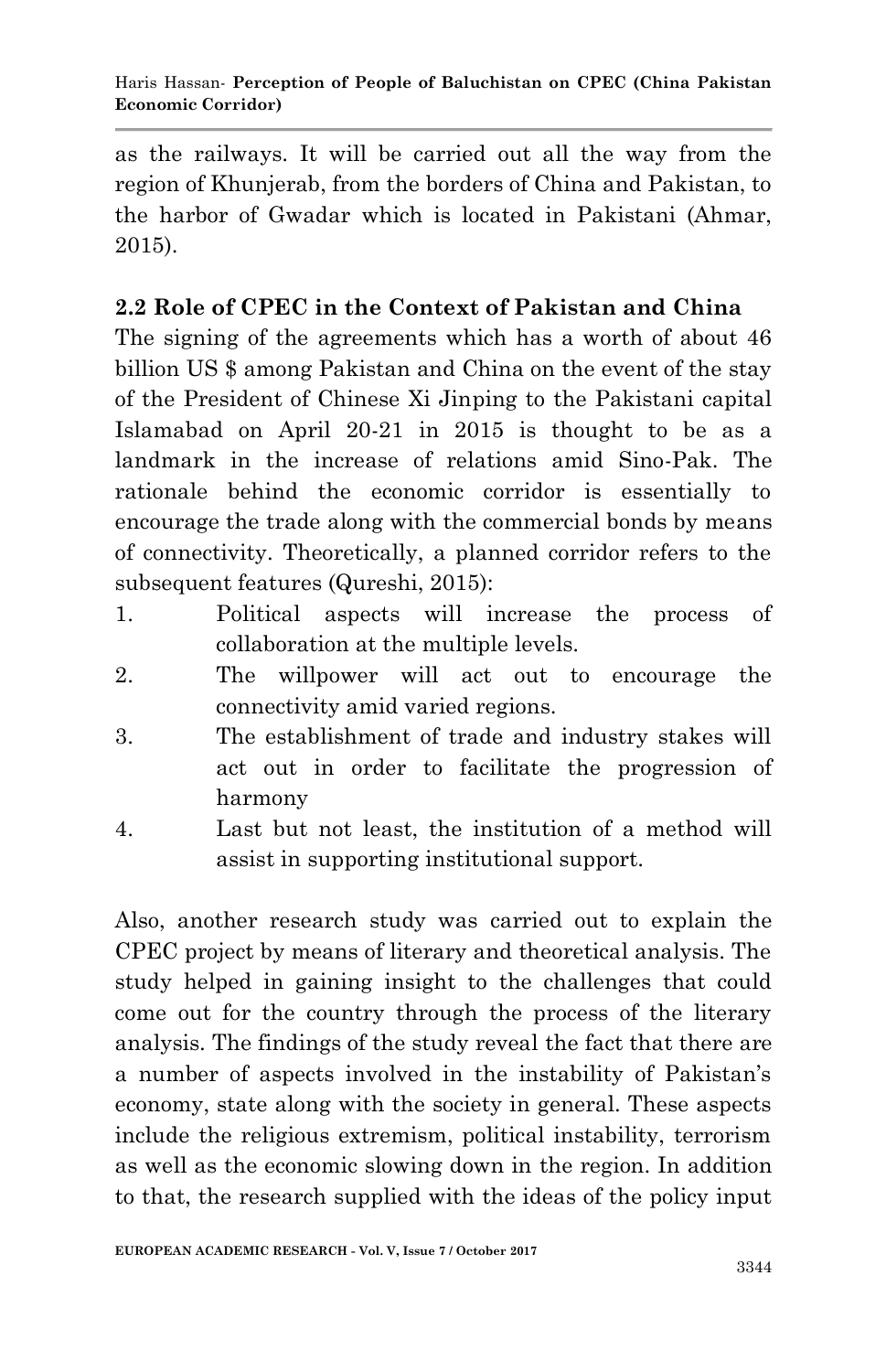as the railways. It will be carried out all the way from the region of Khunjerab, from the borders of China and Pakistan, to the harbor of Gwadar which is located in Pakistani (Ahmar, 2015).

### 2.2 Role of CPEC in the Context of Pakistan and China

The signing of the agreements which has a worth of about 46 billion US $ among Pakistan and China on the event of the stay of the President of Chinese Xi Jinping to the Pakistani capital Islamabad on April 20-21 in 2015 is thought to be as a landmark in the increase of relations amid Sino-Pak. The rationale behind the economic corridor is essentially to encourage the trade along with the commercial bonds by means of connectivity. Theoretically, a planned corridor refers to the subsequent features (Qureshi, 2015):

1. Political aspects will increase the process of collaboration at the multiple levels.
2. The willpower will act out to encourage the connectivity amid varied regions.
3. The establishment of trade and industry stakes will act out in order to facilitate the progression of harmony
4. Last but not least, the institution of a method will assist in supporting institutional support.

Also, another research study was carried out to explain the CPEC project by means of literary and theoretical analysis. The study helped in gaining insight to the challenges that could come out for the country through the process of the literary analysis. The findings of the study reveal the fact that there are a number of aspects involved in the instability of Pakistan's economy, state along with the society in general. These aspects include the religious extremism, political instability, terrorism as well as the economic slowing down in the region. In addition to that, the research supplied with the ideas of the policy input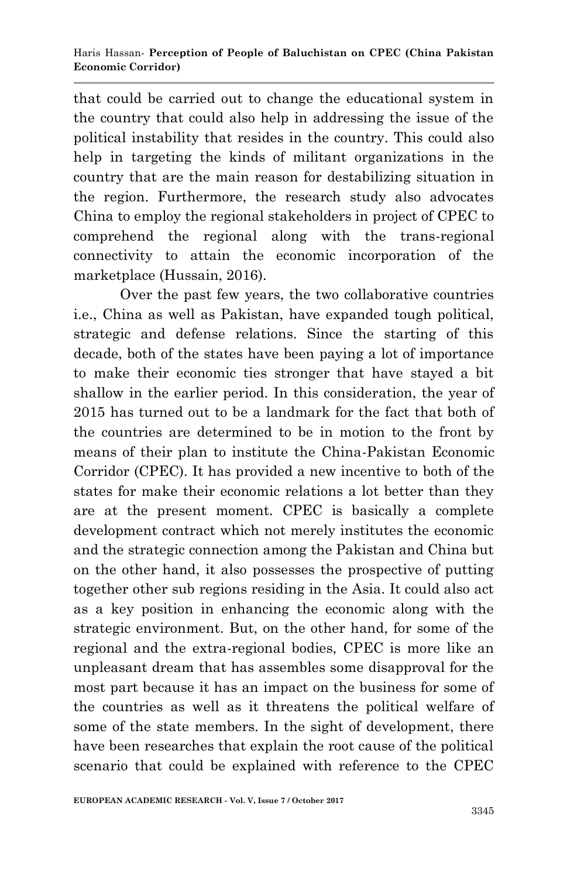that could be carried out to change the educational system in the country that could also help in addressing the issue of the political instability that resides in the country. This could also help in targeting the kinds of militant organizations in the country that are the main reason for destabilizing situation in the region. Furthermore, the research study also advocates China to employ the regional stakeholders in project of CPEC to comprehend the regional along with the trans-regional connectivity to attain the economic incorporation of the marketplace (Hussain, 2016).

Over the past few years, the two collaborative countries i.e., China as well as Pakistan, have expanded tough political, strategic and defense relations. Since the starting of this decade, both of the states have been paying a lot of importance to make their economic ties stronger that have stayed a bit shallow in the earlier period. In this consideration, the year of 2015 has turned out to be a landmark for the fact that both of the countries are determined to be in motion to the front by means of their plan to institute the China-Pakistan Economic Corridor (CPEC). It has provided a new incentive to both of the states for make their economic relations a lot better than they are at the present moment. CPEC is basically a complete development contract which not merely institutes the economic and the strategic connection among the Pakistan and China but on the other hand, it also possesses the prospective of putting together other sub regions residing in the Asia. It could also act as a key position in enhancing the economic along with the strategic environment. But, on the other hand, for some of the regional and the extra-regional bodies, CPEC is more like an unpleasant dream that has assembles some disapproval for the most part because it has an impact on the business for some of the countries as well as it threatens the political welfare of some of the state members. In the sight of development, there have been researches that explain the root cause of the political scenario that could be explained with reference to the CPEC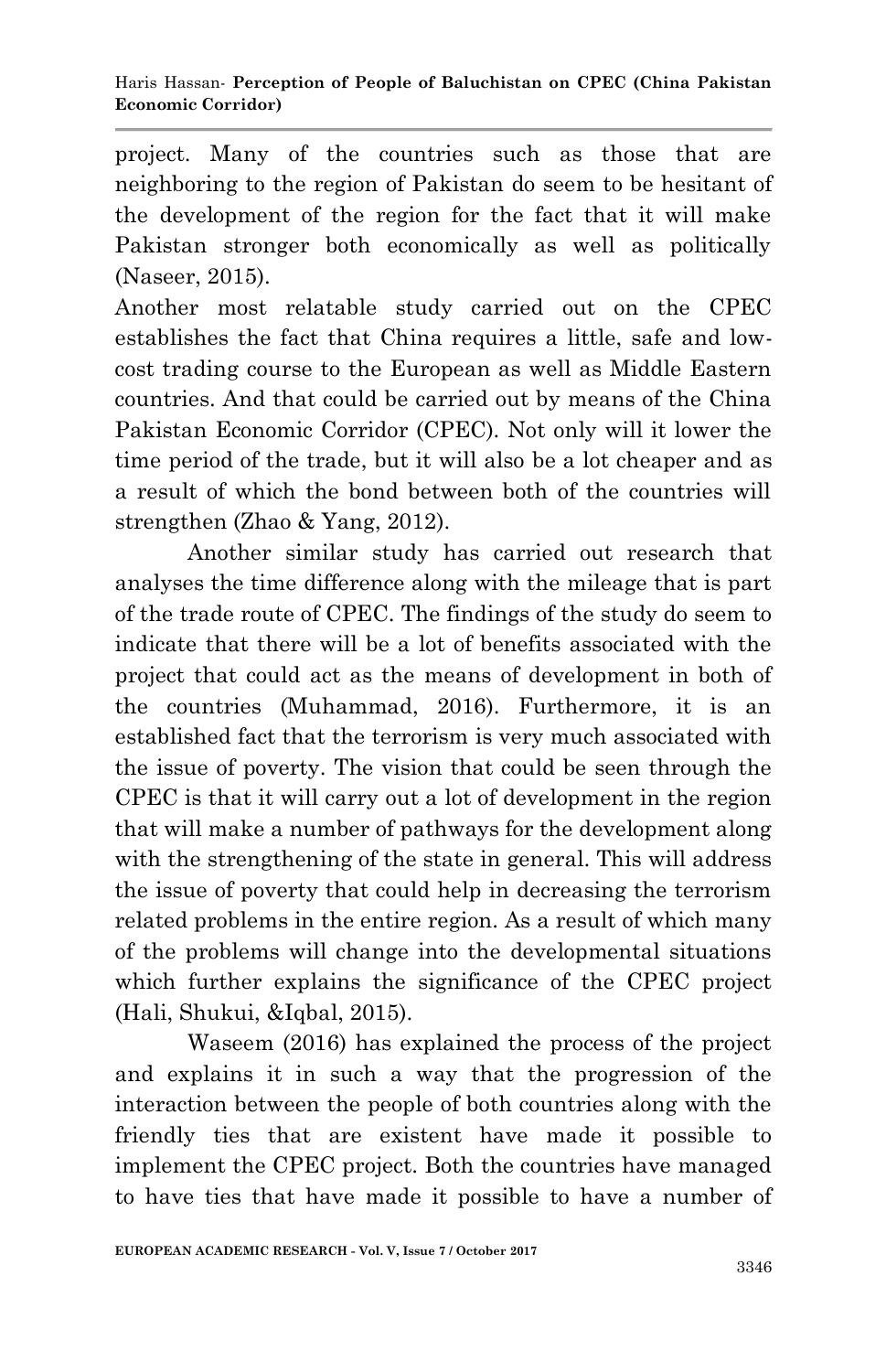project. Many of the countries such as those that are neighboring to the region of Pakistan do seem to be hesitant of the development of the region for the fact that it will make Pakistan stronger both economically as well as politically (Naseer, 2015).

Another most relatable study carried out on the CPEC establishes the fact that China requires a little, safe and low-cost trading course to the European as well as Middle Eastern countries. And that could be carried out by means of the China Pakistan Economic Corridor (CPEC). Not only will it lower the time period of the trade, but it will also be a lot cheaper and as a result of which the bond between both of the countries will strengthen (Zhao & Yang, 2012).

Another similar study has carried out research that analyses the time difference along with the mileage that is part of the trade route of CPEC. The findings of the study do seem to indicate that there will be a lot of benefits associated with the project that could act as the means of development in both of the countries (Muhammad, 2016). Furthermore, it is an established fact that the terrorism is very much associated with the issue of poverty. The vision that could be seen through the CPEC is that it will carry out a lot of development in the region that will make a number of pathways for the development along with the strengthening of the state in general. This will address the issue of poverty that could help in decreasing the terrorism related problems in the entire region. As a result of which many of the problems will change into the developmental situations which further explains the significance of the CPEC project (Hali, Shukui, &Iqbal, 2015).

Waseem (2016) has explained the process of the project and explains it in such a way that the progression of the interaction between the people of both countries along with the friendly ties that are existent have made it possible to implement the CPEC project. Both the countries have managed to have ties that have made it possible to have a number of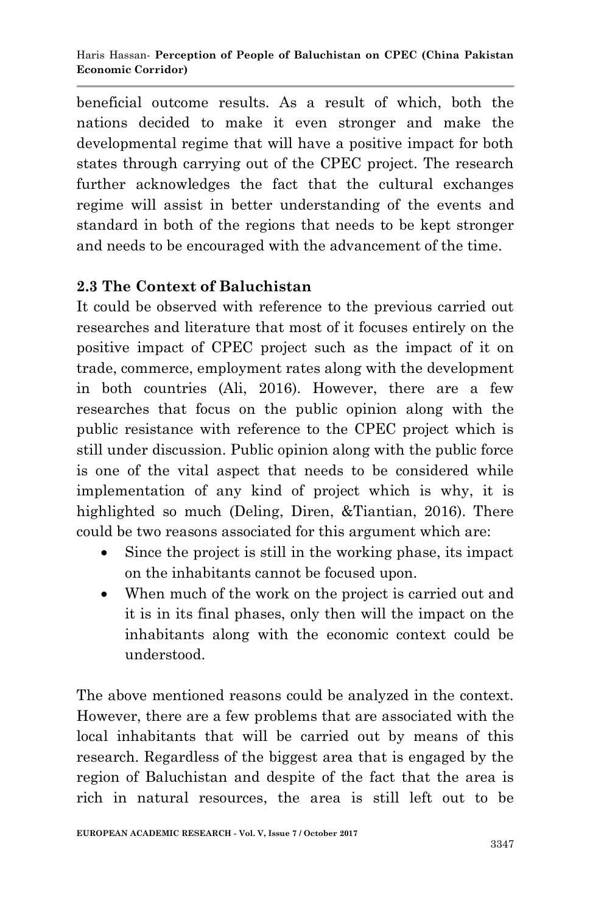beneficial outcome results. As a result of which, both the nations decided to make it even stronger and make the developmental regime that will have a positive impact for both states through carrying out of the CPEC project. The research further acknowledges the fact that the cultural exchanges regime will assist in better understanding of the events and standard in both of the regions that needs to be kept stronger and needs to be encouraged with the advancement of the time.

### 2.3 The Context of Baluchistan

It could be observed with reference to the previous carried out researches and literature that most of it focuses entirely on the positive impact of CPEC project such as the impact of it on trade, commerce, employment rates along with the development in both countries (Ali, 2016). However, there are a few researches that focus on the public opinion along with the public resistance with reference to the CPEC project which is still under discussion. Public opinion along with the public force is one of the vital aspect that needs to be considered while implementation of any kind of project which is why, it is highlighted so much (Deling, Diren, &Tiantian, 2016). There could be two reasons associated for this argument which are:

- Since the project is still in the working phase, its impact on the inhabitants cannot be focused upon.
- When much of the work on the project is carried out and it is in its final phases, only then will the impact on the inhabitants along with the economic context could be understood.

The above mentioned reasons could be analyzed in the context. However, there are a few problems that are associated with the local inhabitants that will be carried out by means of this research. Regardless of the biggest area that is engaged by the region of Baluchistan and despite of the fact that the area is rich in natural resources, the area is still left out to be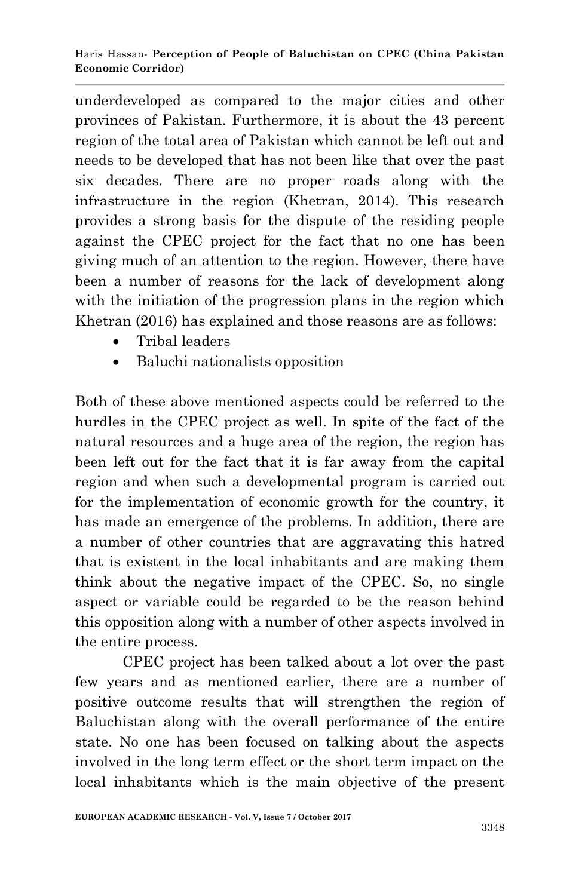underdeveloped as compared to the major cities and other provinces of Pakistan. Furthermore, it is about the 43 percent region of the total area of Pakistan which cannot be left out and needs to be developed that has not been like that over the past six decades. There are no proper roads along with the infrastructure in the region (Khetran, 2014). This research provides a strong basis for the dispute of the residing people against the CPEC project for the fact that no one has been giving much of an attention to the region. However, there have been a number of reasons for the lack of development along with the initiation of the progression plans in the region which Khetran (2016) has explained and those reasons are as follows:

- Tribal leaders
- Baluchi nationalists opposition

Both of these above mentioned aspects could be referred to the hurdles in the CPEC project as well. In spite of the fact of the natural resources and a huge area of the region, the region has been left out for the fact that it is far away from the capital region and when such a developmental program is carried out for the implementation of economic growth for the country, it has made an emergence of the problems. In addition, there are a number of other countries that are aggravating this hatred that is existent in the local inhabitants and are making them think about the negative impact of the CPEC. So, no single aspect or variable could be regarded to be the reason behind this opposition along with a number of other aspects involved in the entire process.

CPEC project has been talked about a lot over the past few years and as mentioned earlier, there are a number of positive outcome results that will strengthen the region of Baluchistan along with the overall performance of the entire state. No one has been focused on talking about the aspects involved in the long term effect or the short term impact on the local inhabitants which is the main objective of the present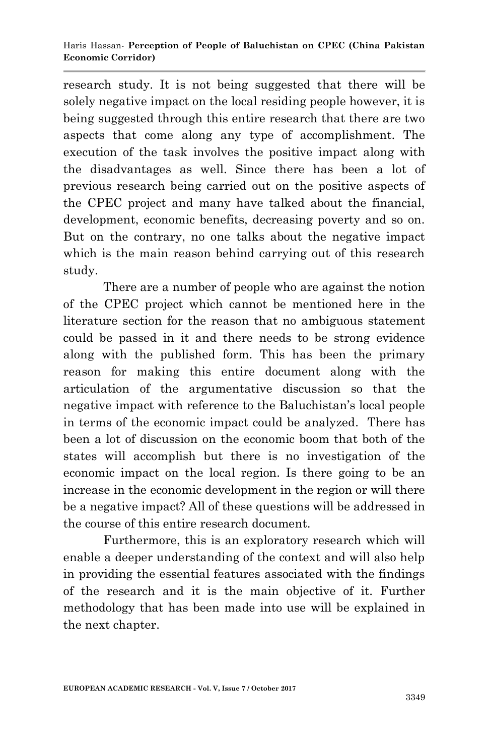research study. It is not being suggested that there will be solely negative impact on the local residing people however, it is being suggested through this entire research that there are two aspects that come along any type of accomplishment. The execution of the task involves the positive impact along with the disadvantages as well. Since there has been a lot of previous research being carried out on the positive aspects of the CPEC project and many have talked about the financial, development, economic benefits, decreasing poverty and so on. But on the contrary, no one talks about the negative impact which is the main reason behind carrying out of this research study.

There are a number of people who are against the notion of the CPEC project which cannot be mentioned here in the literature section for the reason that no ambiguous statement could be passed in it and there needs to be strong evidence along with the published form. This has been the primary reason for making this entire document along with the articulation of the argumentative discussion so that the negative impact with reference to the Baluchistan's local people in terms of the economic impact could be analyzed. There has been a lot of discussion on the economic boom that both of the states will accomplish but there is no investigation of the economic impact on the local region. Is there going to be an increase in the economic development in the region or will there be a negative impact? All of these questions will be addressed in the course of this entire research document.

Furthermore, this is an exploratory research which will enable a deeper understanding of the context and will also help in providing the essential features associated with the findings of the research and it is the main objective of it. Further methodology that has been made into use will be explained in the next chapter.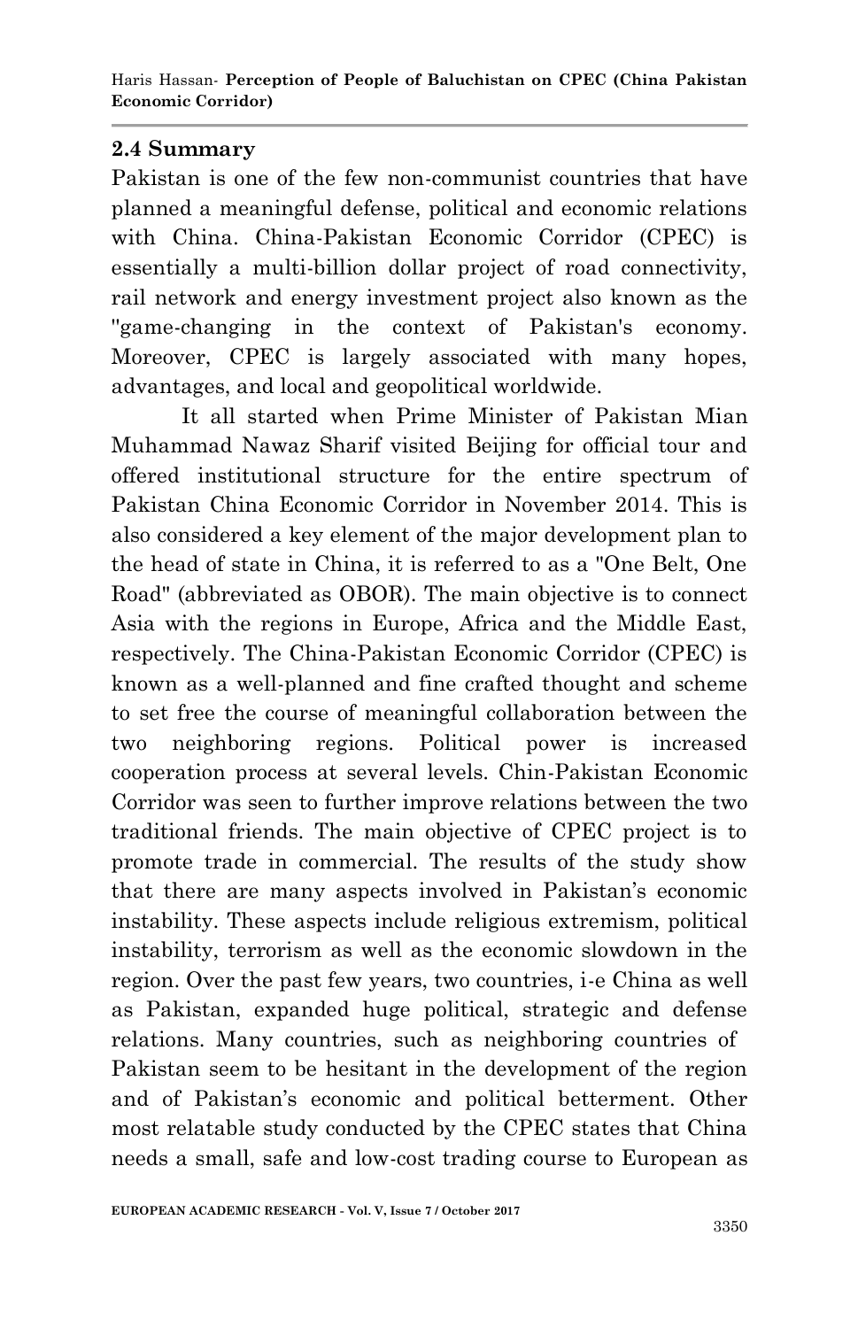### 2.4 Summary

Pakistan is one of the few non-communist countries that have planned a meaningful defense, political and economic relations with China. China-Pakistan Economic Corridor (CPEC) is essentially a multi-billion dollar project of road connectivity, rail network and energy investment project also known as the "game-changing in the context of Pakistan's economy. Moreover, CPEC is largely associated with many hopes, advantages, and local and geopolitical worldwide.

It all started when Prime Minister of Pakistan Mian Muhammad Nawaz Sharif visited Beijing for official tour and offered institutional structure for the entire spectrum of Pakistan China Economic Corridor in November 2014. This is also considered a key element of the major development plan to the head of state in China, it is referred to as a "One Belt, One Road" (abbreviated as OBOR). The main objective is to connect Asia with the regions in Europe, Africa and the Middle East, respectively. The China-Pakistan Economic Corridor (CPEC) is known as a well-planned and fine crafted thought and scheme to set free the course of meaningful collaboration between the two neighboring regions. Political power is increased cooperation process at several levels. Chin-Pakistan Economic Corridor was seen to further improve relations between the two traditional friends. The main objective of CPEC project is to promote trade in commercial. The results of the study show that there are many aspects involved in Pakistan's economic instability. These aspects include religious extremism, political instability, terrorism as well as the economic slowdown in the region. Over the past few years, two countries, i-e China as well as Pakistan, expanded huge political, strategic and defense relations. Many countries, such as neighboring countries of Pakistan seem to be hesitant in the development of the region and of Pakistan's economic and political betterment. Other most relatable study conducted by the CPEC states that China needs a small, safe and low-cost trading course to European as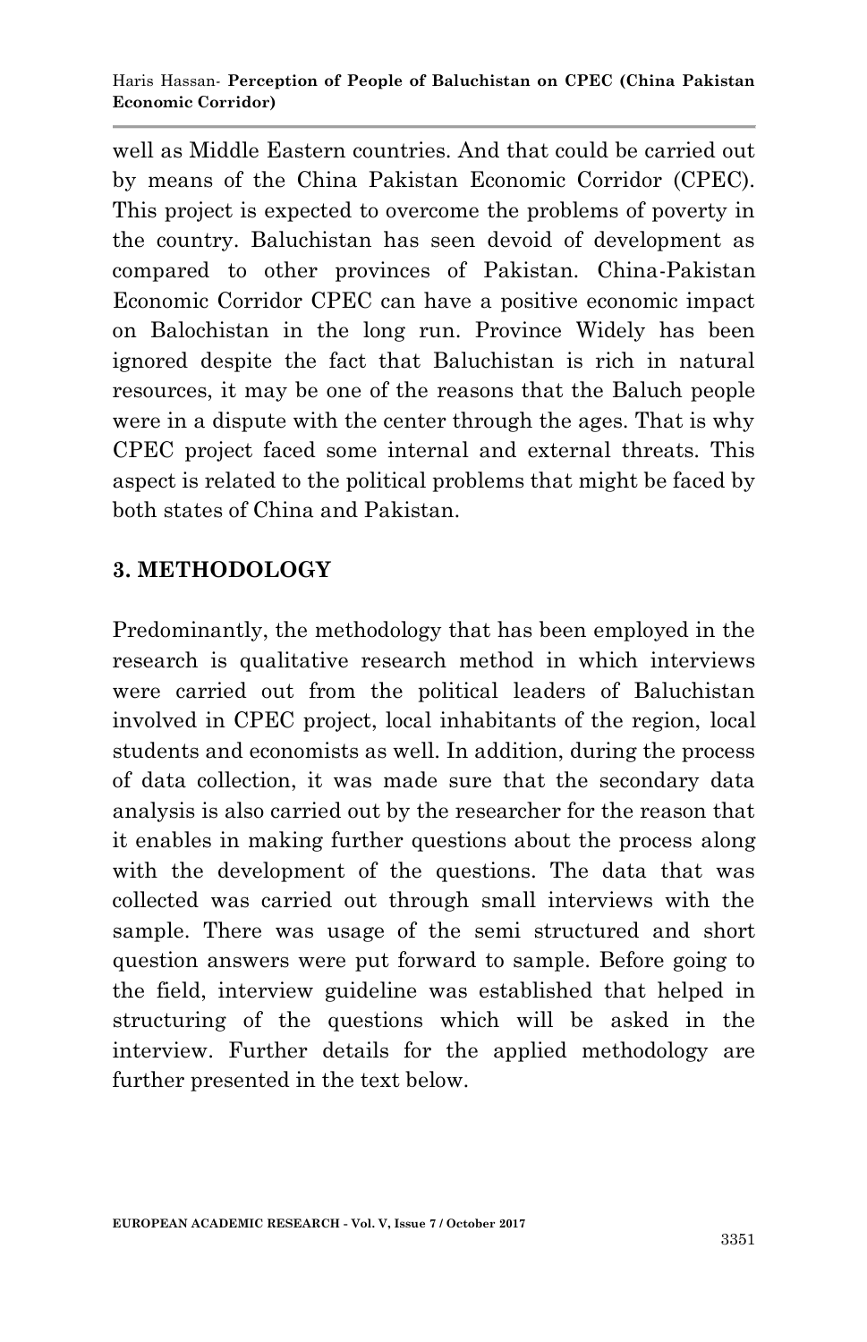well as Middle Eastern countries. And that could be carried out by means of the China Pakistan Economic Corridor (CPEC). This project is expected to overcome the problems of poverty in the country. Baluchistan has seen devoid of development as compared to other provinces of Pakistan. China-Pakistan Economic Corridor CPEC can have a positive economic impact on Balochistan in the long run. Province Widely has been ignored despite the fact that Baluchistan is rich in natural resources, it may be one of the reasons that the Baluch people were in a dispute with the center through the ages. That is why CPEC project faced some internal and external threats. This aspect is related to the political problems that might be faced by both states of China and Pakistan.

## 3. METHODOLOGY

Predominantly, the methodology that has been employed in the research is qualitative research method in which interviews were carried out from the political leaders of Baluchistan involved in CPEC project, local inhabitants of the region, local students and economists as well. In addition, during the process of data collection, it was made sure that the secondary data analysis is also carried out by the researcher for the reason that it enables in making further questions about the process along with the development of the questions. The data that was collected was carried out through small interviews with the sample. There was usage of the semi structured and short question answers were put forward to sample. Before going to the field, interview guideline was established that helped in structuring of the questions which will be asked in the interview. Further details for the applied methodology are further presented in the text below.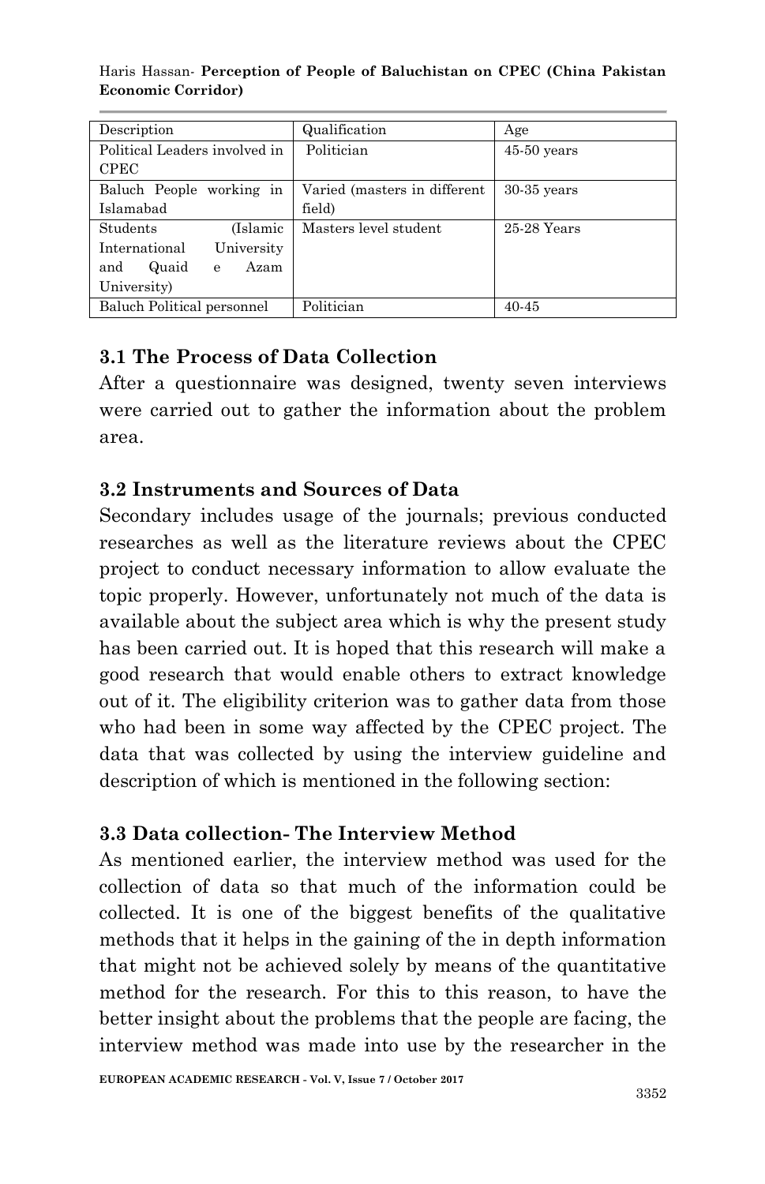| Description | Qualification | Age |
| --- | --- | --- |
| Political Leaders involved in CPEC | Politician | 45-50 years |
| Baluch People working in Islamabad | Varied (masters in different field) | 30-35 years |
| Students (Islamic International University and Quaid e Azam University) | Masters level student | 25-28 Years |
| Baluch Political personnel | Politician | 40-45 |

### 3.1 The Process of Data Collection

After a questionnaire was designed, twenty seven interviews were carried out to gather the information about the problem area.

### 3.2 Instruments and Sources of Data

Secondary includes usage of the journals; previous conducted researches as well as the literature reviews about the CPEC project to conduct necessary information to allow evaluate the topic properly. However, unfortunately not much of the data is available about the subject area which is why the present study has been carried out. It is hoped that this research will make a good research that would enable others to extract knowledge out of it. The eligibility criterion was to gather data from those who had been in some way affected by the CPEC project. The data that was collected by using the interview guideline and description of which is mentioned in the following section:

### 3.3 Data collection- The Interview Method

As mentioned earlier, the interview method was used for the collection of data so that much of the information could be collected. It is one of the biggest benefits of the qualitative methods that it helps in the gaining of the in depth information that might not be achieved solely by means of the quantitative method for the research. For this to this reason, to have the better insight about the problems that the people are facing, the interview method was made into use by the researcher in the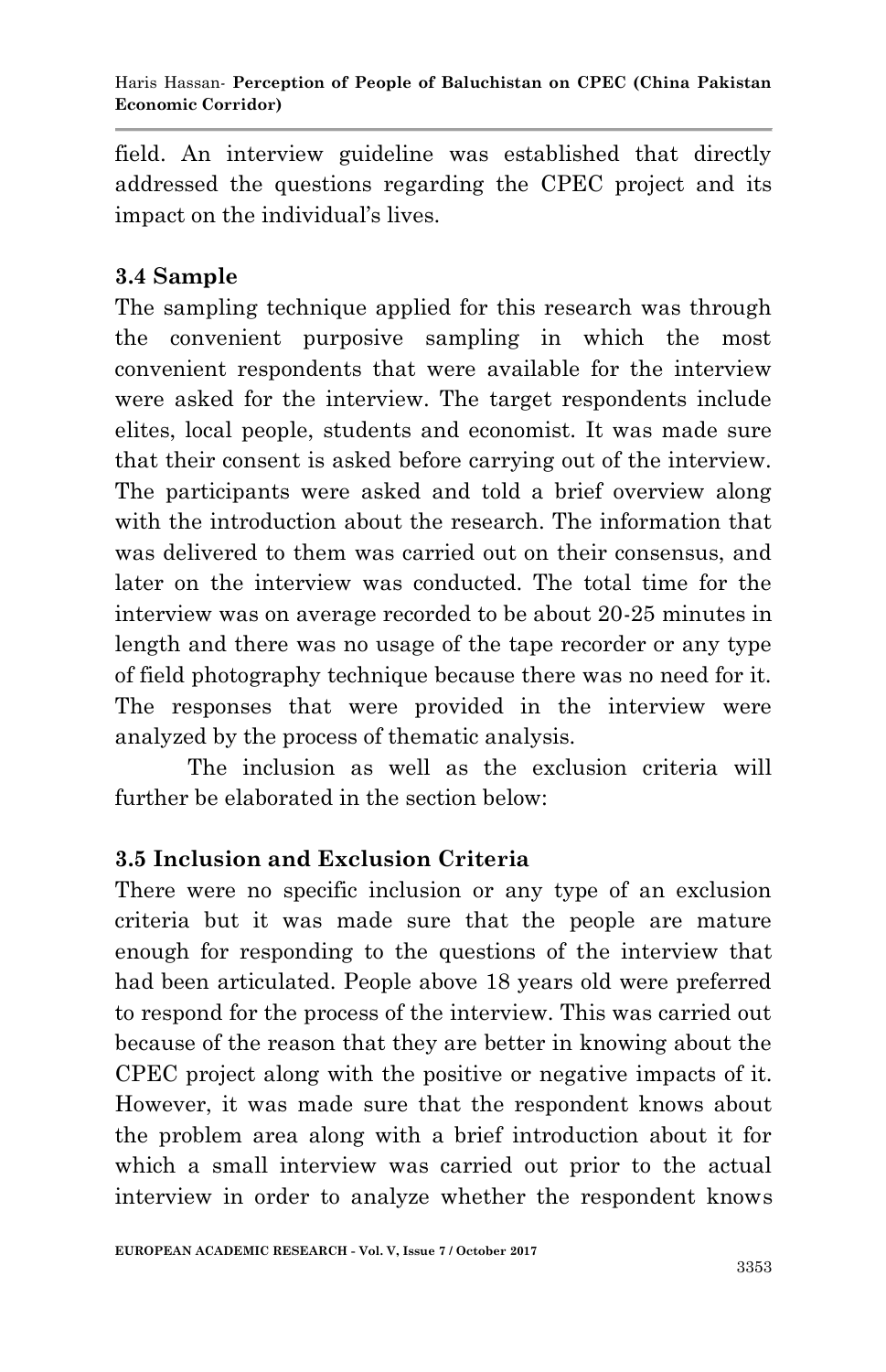field. An interview guideline was established that directly addressed the questions regarding the CPEC project and its impact on the individual's lives.

### 3.4 Sample

The sampling technique applied for this research was through the convenient purposive sampling in which the most convenient respondents that were available for the interview were asked for the interview. The target respondents include elites, local people, students and economist. It was made sure that their consent is asked before carrying out of the interview. The participants were asked and told a brief overview along with the introduction about the research. The information that was delivered to them was carried out on their consensus, and later on the interview was conducted. The total time for the interview was on average recorded to be about 20-25 minutes in length and there was no usage of the tape recorder or any type of field photography technique because there was no need for it. The responses that were provided in the interview were analyzed by the process of thematic analysis.

The inclusion as well as the exclusion criteria will further be elaborated in the section below:

### 3.5 Inclusion and Exclusion Criteria

There were no specific inclusion or any type of an exclusion criteria but it was made sure that the people are mature enough for responding to the questions of the interview that had been articulated. People above 18 years old were preferred to respond for the process of the interview. This was carried out because of the reason that they are better in knowing about the CPEC project along with the positive or negative impacts of it. However, it was made sure that the respondent knows about the problem area along with a brief introduction about it for which a small interview was carried out prior to the actual interview in order to analyze whether the respondent knows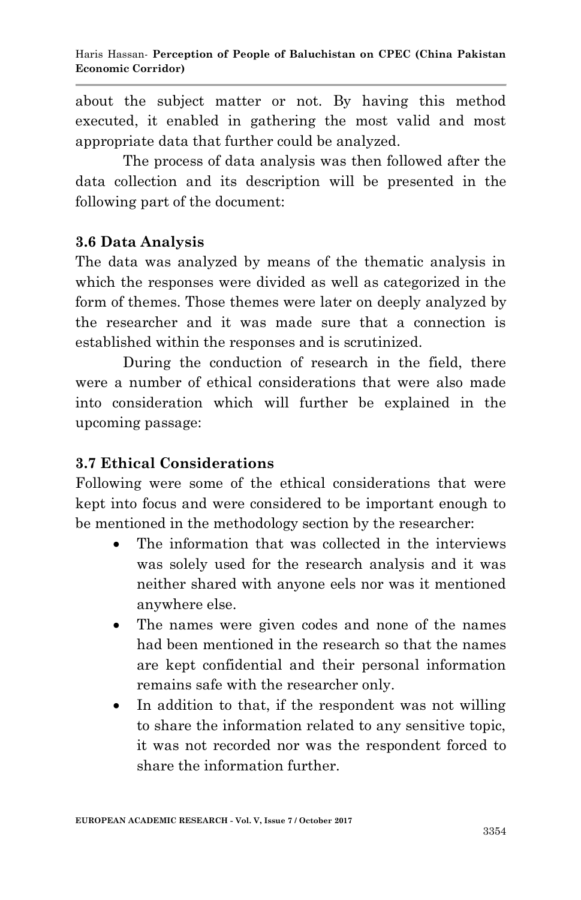about the subject matter or not. By having this method executed, it enabled in gathering the most valid and most appropriate data that further could be analyzed.

The process of data analysis was then followed after the data collection and its description will be presented in the following part of the document:

### 3.6 Data Analysis

The data was analyzed by means of the thematic analysis in which the responses were divided as well as categorized in the form of themes. Those themes were later on deeply analyzed by the researcher and it was made sure that a connection is established within the responses and is scrutinized.

During the conduction of research in the field, there were a number of ethical considerations that were also made into consideration which will further be explained in the upcoming passage:

### 3.7 Ethical Considerations

Following were some of the ethical considerations that were kept into focus and were considered to be important enough to be mentioned in the methodology section by the researcher:

- The information that was collected in the interviews was solely used for the research analysis and it was neither shared with anyone eels nor was it mentioned anywhere else.
- The names were given codes and none of the names had been mentioned in the research so that the names are kept confidential and their personal information remains safe with the researcher only.
- In addition to that, if the respondent was not willing to share the information related to any sensitive topic, it was not recorded nor was the respondent forced to share the information further.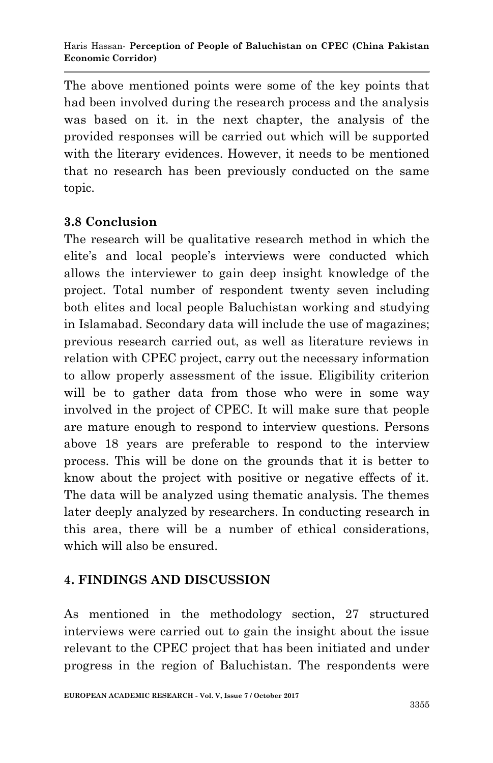The above mentioned points were some of the key points that had been involved during the research process and the analysis was based on it. in the next chapter, the analysis of the provided responses will be carried out which will be supported with the literary evidences. However, it needs to be mentioned that no research has been previously conducted on the same topic.

### 3.8 Conclusion

The research will be qualitative research method in which the elite's and local people's interviews were conducted which allows the interviewer to gain deep insight knowledge of the project. Total number of respondent twenty seven including both elites and local people Baluchistan working and studying in Islamabad. Secondary data will include the use of magazines; previous research carried out, as well as literature reviews in relation with CPEC project, carry out the necessary information to allow properly assessment of the issue. Eligibility criterion will be to gather data from those who were in some way involved in the project of CPEC. It will make sure that people are mature enough to respond to interview questions. Persons above 18 years are preferable to respond to the interview process. This will be done on the grounds that it is better to know about the project with positive or negative effects of it. The data will be analyzed using thematic analysis. The themes later deeply analyzed by researchers. In conducting research in this area, there will be a number of ethical considerations, which will also be ensured.

## 4. FINDINGS AND DISCUSSION

As mentioned in the methodology section, 27 structured interviews were carried out to gain the insight about the issue relevant to the CPEC project that has been initiated and under progress in the region of Baluchistan. The respondents were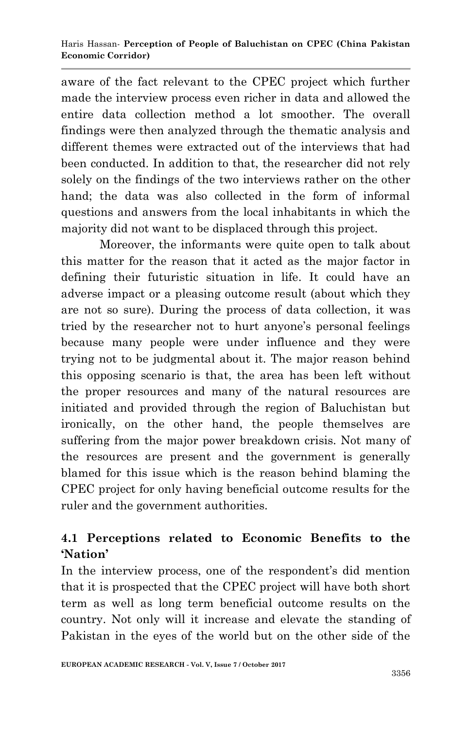aware of the fact relevant to the CPEC project which further made the interview process even richer in data and allowed the entire data collection method a lot smoother. The overall findings were then analyzed through the thematic analysis and different themes were extracted out of the interviews that had been conducted. In addition to that, the researcher did not rely solely on the findings of the two interviews rather on the other hand; the data was also collected in the form of informal questions and answers from the local inhabitants in which the majority did not want to be displaced through this project.

Moreover, the informants were quite open to talk about this matter for the reason that it acted as the major factor in defining their futuristic situation in life. It could have an adverse impact or a pleasing outcome result (about which they are not so sure). During the process of data collection, it was tried by the researcher not to hurt anyone's personal feelings because many people were under influence and they were trying not to be judgmental about it. The major reason behind this opposing scenario is that, the area has been left without the proper resources and many of the natural resources are initiated and provided through the region of Baluchistan but ironically, on the other hand, the people themselves are suffering from the major power breakdown crisis. Not many of the resources are present and the government is generally blamed for this issue which is the reason behind blaming the CPEC project for only having beneficial outcome results for the ruler and the government authorities.

## 4.1 Perceptions related to Economic Benefits to the 'Nation'

In the interview process, one of the respondent's did mention that it is prospected that the CPEC project will have both short term as well as long term beneficial outcome results on the country. Not only will it increase and elevate the standing of Pakistan in the eyes of the world but on the other side of the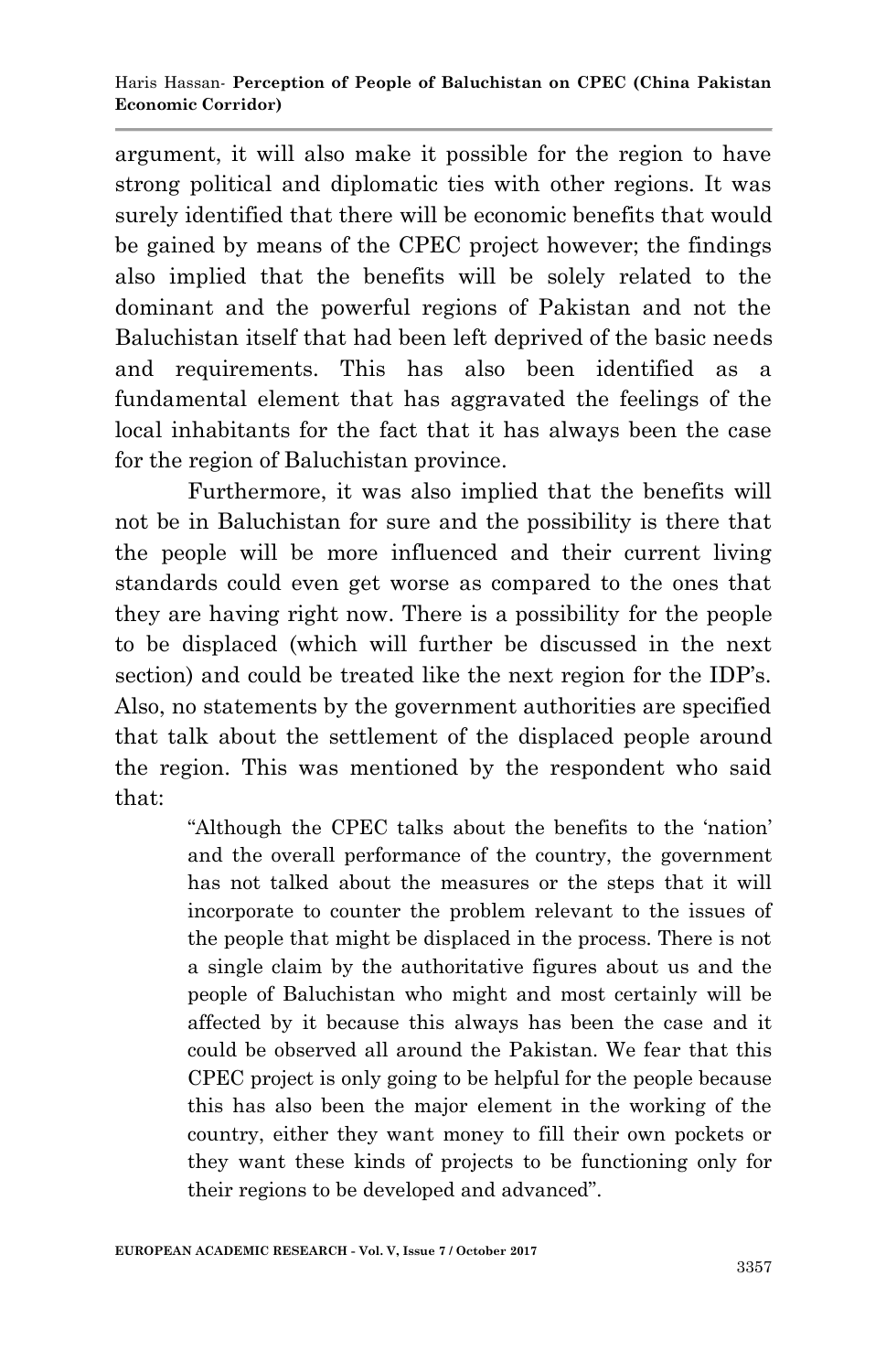argument, it will also make it possible for the region to have strong political and diplomatic ties with other regions. It was surely identified that there will be economic benefits that would be gained by means of the CPEC project however; the findings also implied that the benefits will be solely related to the dominant and the powerful regions of Pakistan and not the Baluchistan itself that had been left deprived of the basic needs and requirements. This has also been identified as a fundamental element that has aggravated the feelings of the local inhabitants for the fact that it has always been the case for the region of Baluchistan province.

Furthermore, it was also implied that the benefits will not be in Baluchistan for sure and the possibility is there that the people will be more influenced and their current living standards could even get worse as compared to the ones that they are having right now. There is a possibility for the people to be displaced (which will further be discussed in the next section) and could be treated like the next region for the IDP's. Also, no statements by the government authorities are specified that talk about the settlement of the displaced people around the region. This was mentioned by the respondent who said that:

> "Although the CPEC talks about the benefits to the 'nation' and the overall performance of the country, the government has not talked about the measures or the steps that it will incorporate to counter the problem relevant to the issues of the people that might be displaced in the process. There is not a single claim by the authoritative figures about us and the people of Baluchistan who might and most certainly will be affected by it because this always has been the case and it could be observed all around the Pakistan. We fear that this CPEC project is only going to be helpful for the people because this has also been the major element in the working of the country, either they want money to fill their own pockets or they want these kinds of projects to be functioning only for their regions to be developed and advanced".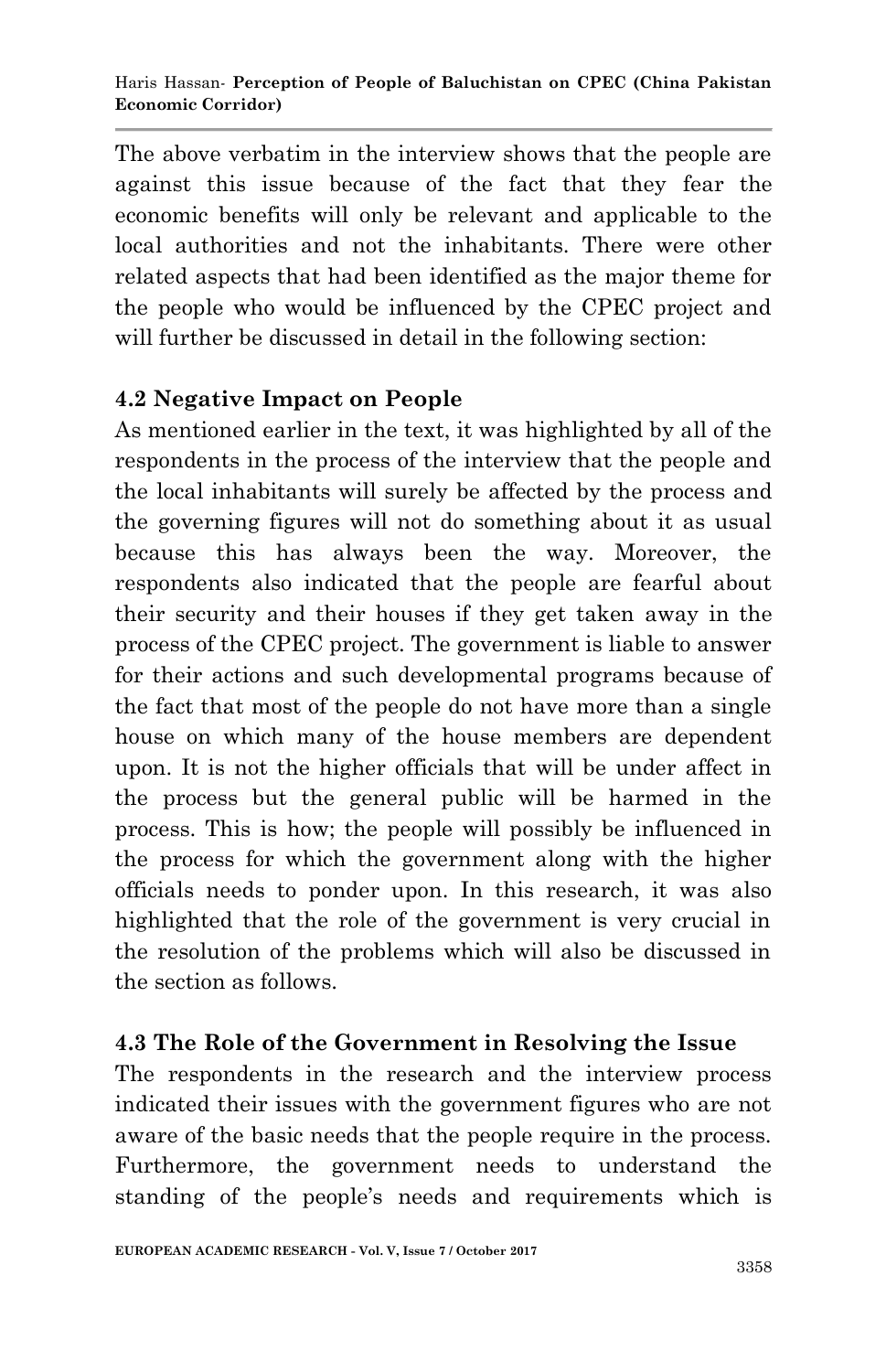The above verbatim in the interview shows that the people are against this issue because of the fact that they fear the economic benefits will only be relevant and applicable to the local authorities and not the inhabitants. There were other related aspects that had been identified as the major theme for the people who would be influenced by the CPEC project and will further be discussed in detail in the following section:

## 4.2 Negative Impact on People

As mentioned earlier in the text, it was highlighted by all of the respondents in the process of the interview that the people and the local inhabitants will surely be affected by the process and the governing figures will not do something about it as usual because this has always been the way. Moreover, the respondents also indicated that the people are fearful about their security and their houses if they get taken away in the process of the CPEC project. The government is liable to answer for their actions and such developmental programs because of the fact that most of the people do not have more than a single house on which many of the house members are dependent upon. It is not the higher officials that will be under affect in the process but the general public will be harmed in the process. This is how; the people will possibly be influenced in the process for which the government along with the higher officials needs to ponder upon. In this research, it was also highlighted that the role of the government is very crucial in the resolution of the problems which will also be discussed in the section as follows.

## 4.3 The Role of the Government in Resolving the Issue

The respondents in the research and the interview process indicated their issues with the government figures who are not aware of the basic needs that the people require in the process. Furthermore, the government needs to understand the standing of the people's needs and requirements which is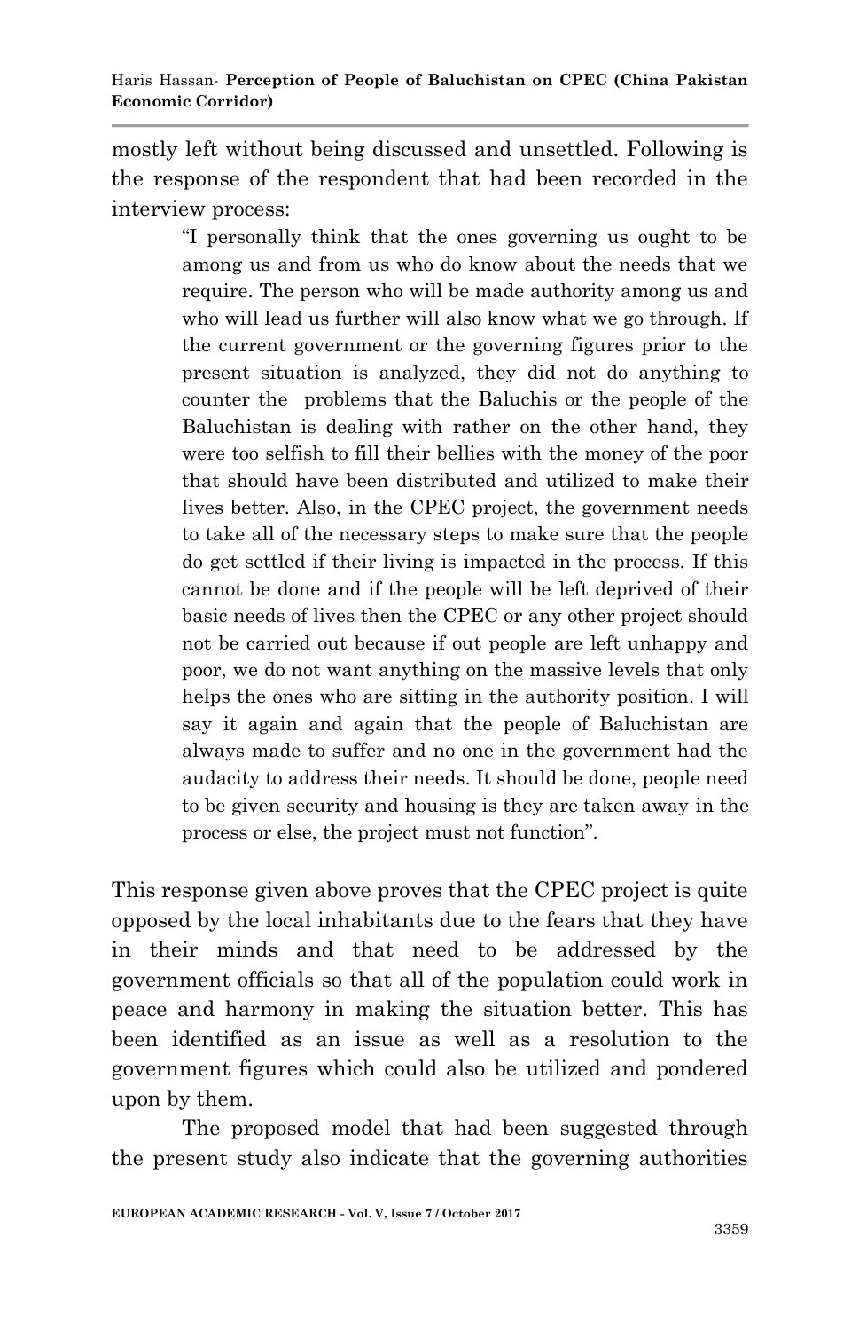mostly left without being discussed and unsettled. Following is the response of the respondent that had been recorded in the interview process:

> "I personally think that the ones governing us ought to be among us and from us who do know about the needs that we require. The person who will be made authority among us and who will lead us further will also know what we go through. If the current government or the governing figures prior to the present situation is analyzed, they did not do anything to counter the problems that the Baluchis or the people of the Baluchistan is dealing with rather on the other hand, they were too selfish to fill their bellies with the money of the poor that should have been distributed and utilized to make their lives better. Also, in the CPEC project, the government needs to take all of the necessary steps to make sure that the people do get settled if their living is impacted in the process. If this cannot be done and if the people will be left deprived of their basic needs of lives then the CPEC or any other project should not be carried out because if out people are left unhappy and poor, we do not want anything on the massive levels that only helps the ones who are sitting in the authority position. I will say it again and again that the people of Baluchistan are always made to suffer and no one in the government had the audacity to address their needs. It should be done, people need to be given security and housing is they are taken away in the process or else, the project must not function".

This response given above proves that the CPEC project is quite opposed by the local inhabitants due to the fears that they have in their minds and that need to be addressed by the government officials so that all of the population could work in peace and harmony in making the situation better. This has been identified as an issue as well as a resolution to the government figures which could also be utilized and pondered upon by them.

The proposed model that had been suggested through the present study also indicate that the governing authorities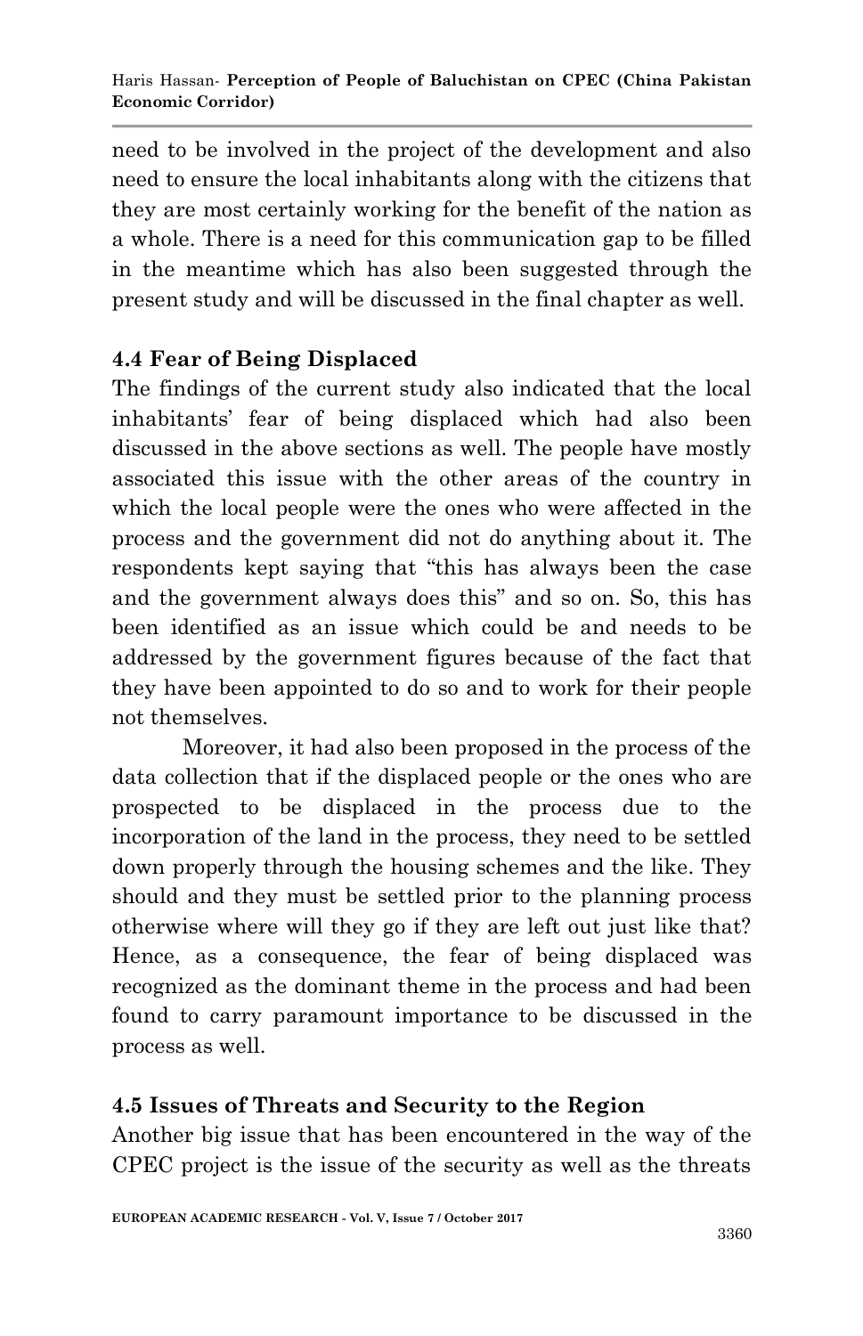need to be involved in the project of the development and also need to ensure the local inhabitants along with the citizens that they are most certainly working for the benefit of the nation as a whole. There is a need for this communication gap to be filled in the meantime which has also been suggested through the present study and will be discussed in the final chapter as well.

### 4.4 Fear of Being Displaced

The findings of the current study also indicated that the local inhabitants' fear of being displaced which had also been discussed in the above sections as well. The people have mostly associated this issue with the other areas of the country in which the local people were the ones who were affected in the process and the government did not do anything about it. The respondents kept saying that "this has always been the case and the government always does this" and so on. So, this has been identified as an issue which could be and needs to be addressed by the government figures because of the fact that they have been appointed to do so and to work for their people not themselves.

Moreover, it had also been proposed in the process of the data collection that if the displaced people or the ones who are prospected to be displaced in the process due to the incorporation of the land in the process, they need to be settled down properly through the housing schemes and the like. They should and they must be settled prior to the planning process otherwise where will they go if they are left out just like that? Hence, as a consequence, the fear of being displaced was recognized as the dominant theme in the process and had been found to carry paramount importance to be discussed in the process as well.

### 4.5 Issues of Threats and Security to the Region

Another big issue that has been encountered in the way of the CPEC project is the issue of the security as well as the threats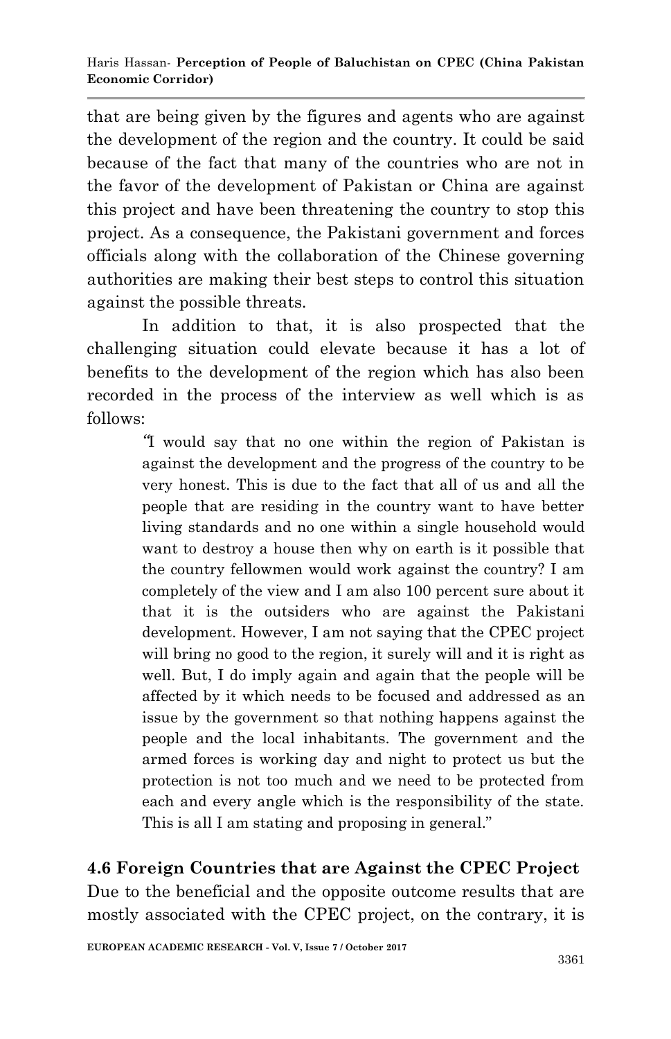that are being given by the figures and agents who are against the development of the region and the country. It could be said because of the fact that many of the countries who are not in the favor of the development of Pakistan or China are against this project and have been threatening the country to stop this project. As a consequence, the Pakistani government and forces officials along with the collaboration of the Chinese governing authorities are making their best steps to control this situation against the possible threats.

In addition to that, it is also prospected that the challenging situation could elevate because it has a lot of benefits to the development of the region which has also been recorded in the process of the interview as well which is as follows:

> "I would say that no one within the region of Pakistan is against the development and the progress of the country to be very honest. This is due to the fact that all of us and all the people that are residing in the country want to have better living standards and no one within a single household would want to destroy a house then why on earth is it possible that the country fellowmen would work against the country? I am completely of the view and I am also 100 percent sure about it that it is the outsiders who are against the Pakistani development. However, I am not saying that the CPEC project will bring no good to the region, it surely will and it is right as well. But, I do imply again and again that the people will be affected by it which needs to be focused and addressed as an issue by the government so that nothing happens against the people and the local inhabitants. The government and the armed forces is working day and night to protect us but the protection is not too much and we need to be protected from each and every angle which is the responsibility of the state. This is all I am stating and proposing in general."

## 4.6 Foreign Countries that are Against the CPEC Project

Due to the beneficial and the opposite outcome results that are mostly associated with the CPEC project, on the contrary, it is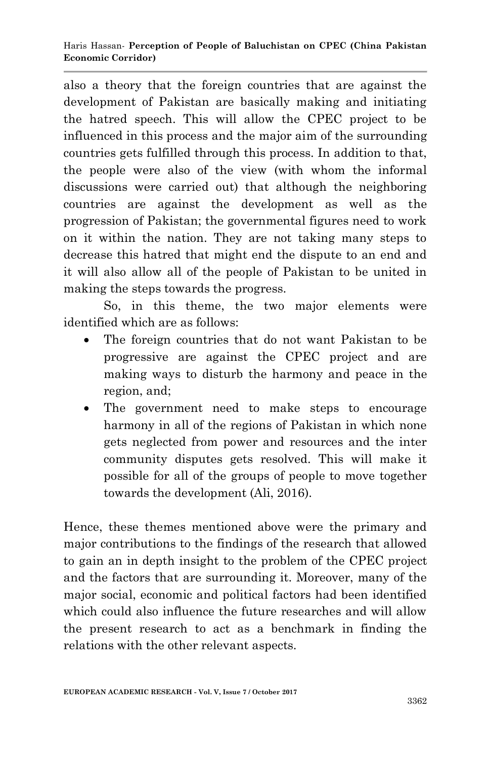also a theory that the foreign countries that are against the development of Pakistan are basically making and initiating the hatred speech. This will allow the CPEC project to be influenced in this process and the major aim of the surrounding countries gets fulfilled through this process. In addition to that, the people were also of the view (with whom the informal discussions were carried out) that although the neighboring countries are against the development as well as the progression of Pakistan; the governmental figures need to work on it within the nation. They are not taking many steps to decrease this hatred that might end the dispute to an end and it will also allow all of the people of Pakistan to be united in making the steps towards the progress.

So, in this theme, the two major elements were identified which are as follows:

- The foreign countries that do not want Pakistan to be progressive are against the CPEC project and are making ways to disturb the harmony and peace in the region, and;
- The government need to make steps to encourage harmony in all of the regions of Pakistan in which none gets neglected from power and resources and the inter community disputes gets resolved. This will make it possible for all of the groups of people to move together towards the development (Ali, 2016).

Hence, these themes mentioned above were the primary and major contributions to the findings of the research that allowed to gain an in depth insight to the problem of the CPEC project and the factors that are surrounding it. Moreover, many of the major social, economic and political factors had been identified which could also influence the future researches and will allow the present research to act as a benchmark in finding the relations with the other relevant aspects.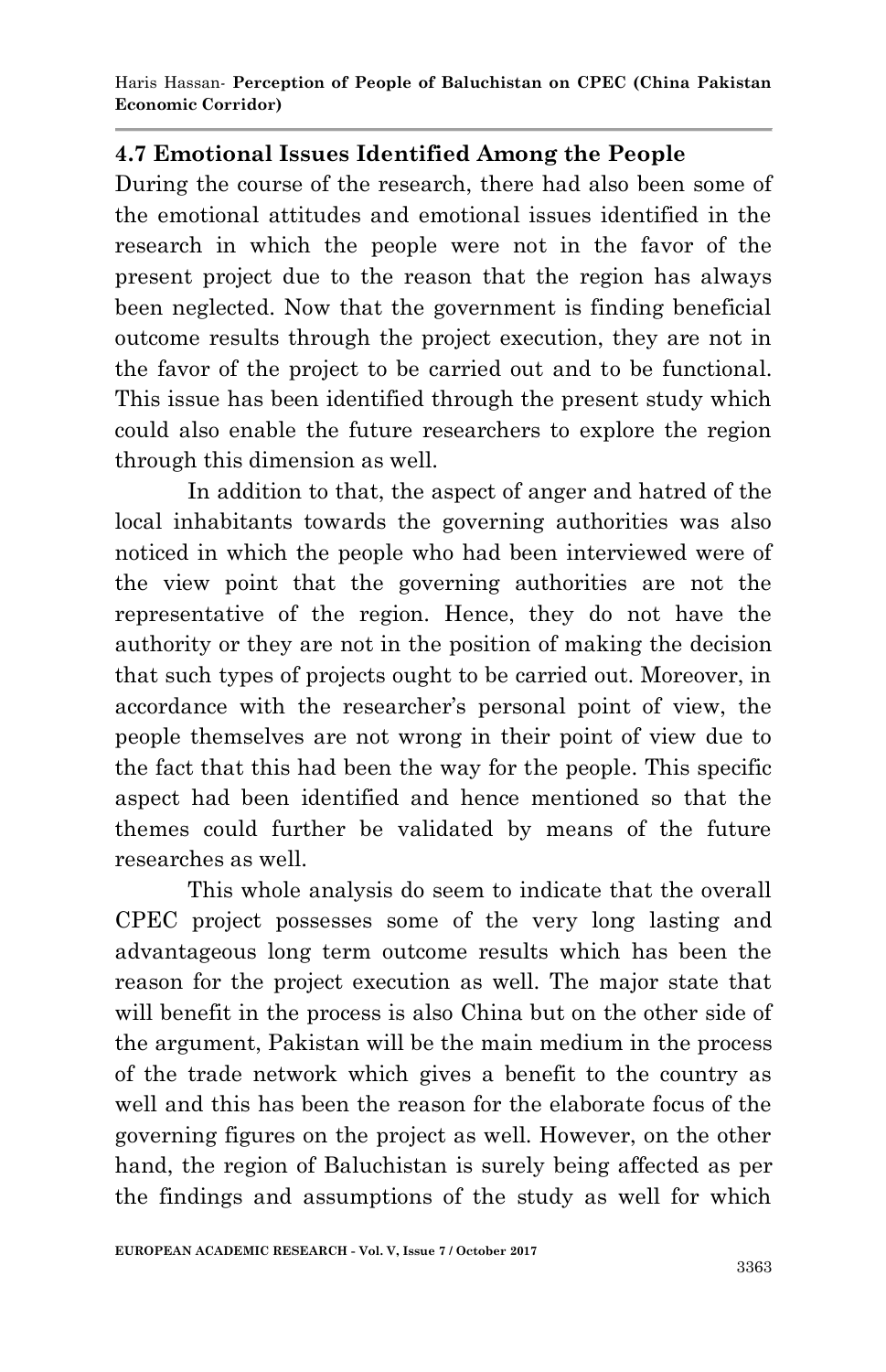### 4.7 Emotional Issues Identified Among the People

During the course of the research, there had also been some of the emotional attitudes and emotional issues identified in the research in which the people were not in the favor of the present project due to the reason that the region has always been neglected. Now that the government is finding beneficial outcome results through the project execution, they are not in the favor of the project to be carried out and to be functional. This issue has been identified through the present study which could also enable the future researchers to explore the region through this dimension as well.

In addition to that, the aspect of anger and hatred of the local inhabitants towards the governing authorities was also noticed in which the people who had been interviewed were of the view point that the governing authorities are not the representative of the region. Hence, they do not have the authority or they are not in the position of making the decision that such types of projects ought to be carried out. Moreover, in accordance with the researcher's personal point of view, the people themselves are not wrong in their point of view due to the fact that this had been the way for the people. This specific aspect had been identified and hence mentioned so that the themes could further be validated by means of the future researches as well.

This whole analysis do seem to indicate that the overall CPEC project possesses some of the very long lasting and advantageous long term outcome results which has been the reason for the project execution as well. The major state that will benefit in the process is also China but on the other side of the argument, Pakistan will be the main medium in the process of the trade network which gives a benefit to the country as well and this has been the reason for the elaborate focus of the governing figures on the project as well. However, on the other hand, the region of Baluchistan is surely being affected as per the findings and assumptions of the study as well for which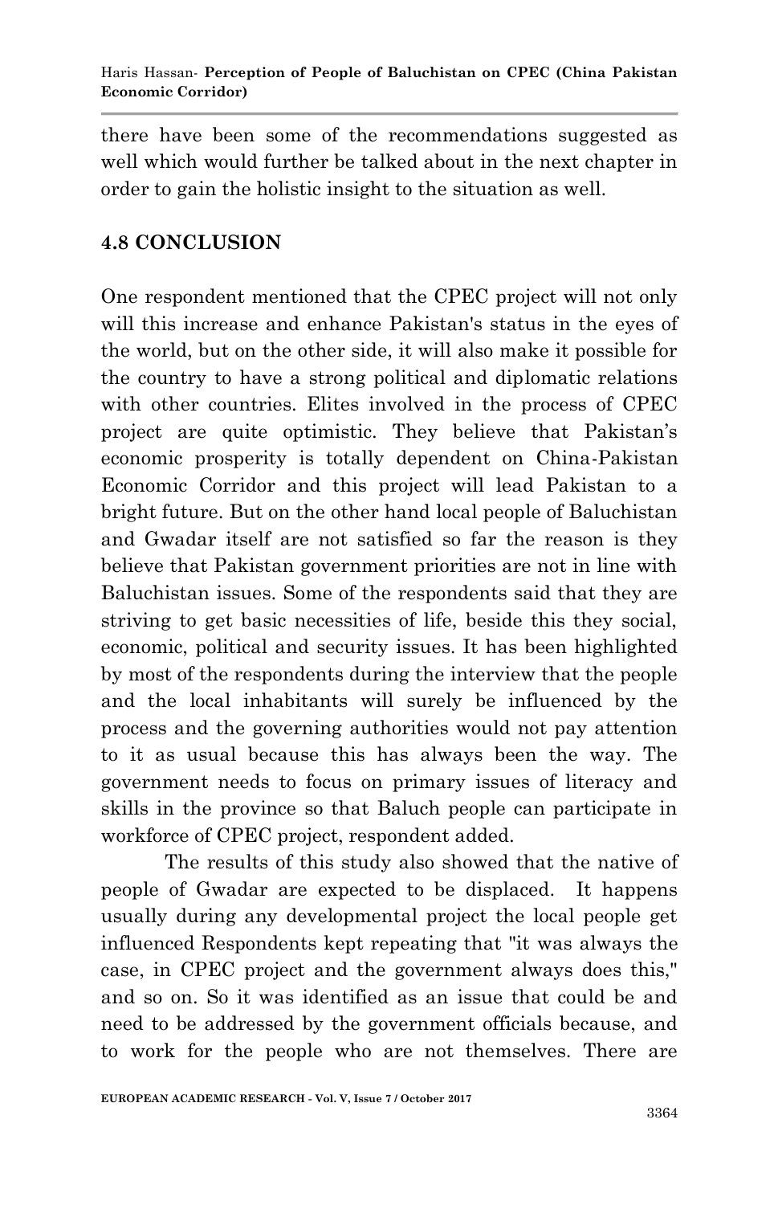there have been some of the recommendations suggested as well which would further be talked about in the next chapter in order to gain the holistic insight to the situation as well.

## 4.8 CONCLUSION

One respondent mentioned that the CPEC project will not only will this increase and enhance Pakistan's status in the eyes of the world, but on the other side, it will also make it possible for the country to have a strong political and diplomatic relations with other countries. Elites involved in the process of CPEC project are quite optimistic. They believe that Pakistan's economic prosperity is totally dependent on China-Pakistan Economic Corridor and this project will lead Pakistan to a bright future. But on the other hand local people of Baluchistan and Gwadar itself are not satisfied so far the reason is they believe that Pakistan government priorities are not in line with Baluchistan issues. Some of the respondents said that they are striving to get basic necessities of life, beside this they social, economic, political and security issues. It has been highlighted by most of the respondents during the interview that the people and the local inhabitants will surely be influenced by the process and the governing authorities would not pay attention to it as usual because this has always been the way. The government needs to focus on primary issues of literacy and skills in the province so that Baluch people can participate in workforce of CPEC project, respondent added.

The results of this study also showed that the native of people of Gwadar are expected to be displaced. It happens usually during any developmental project the local people get influenced Respondents kept repeating that "it was always the case, in CPEC project and the government always does this," and so on. So it was identified as an issue that could be and need to be addressed by the government officials because, and to work for the people who are not themselves. There are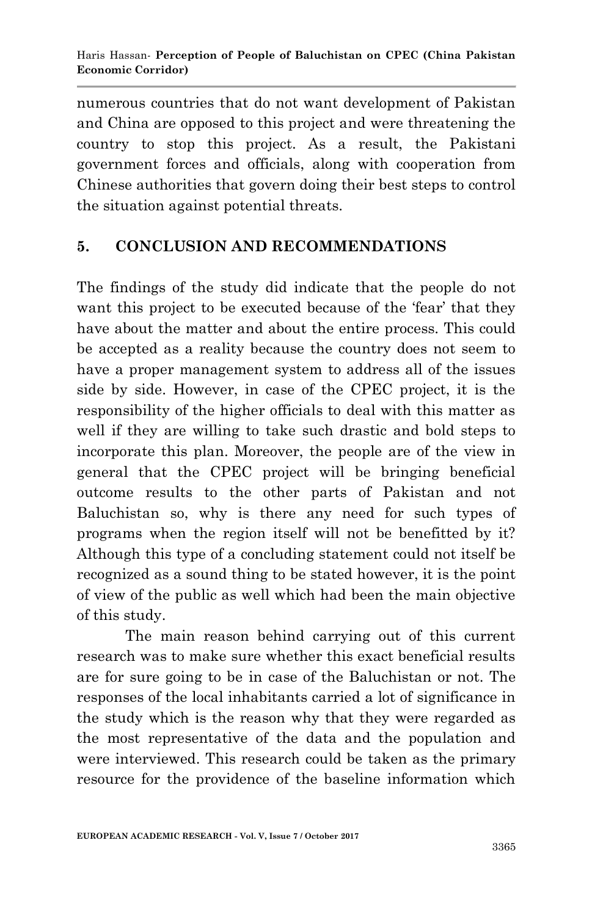numerous countries that do not want development of Pakistan and China are opposed to this project and were threatening the country to stop this project. As a result, the Pakistani government forces and officials, along with cooperation from Chinese authorities that govern doing their best steps to control the situation against potential threats.

## 5. CONCLUSION AND RECOMMENDATIONS

The findings of the study did indicate that the people do not want this project to be executed because of the 'fear' that they have about the matter and about the entire process. This could be accepted as a reality because the country does not seem to have a proper management system to address all of the issues side by side. However, in case of the CPEC project, it is the responsibility of the higher officials to deal with this matter as well if they are willing to take such drastic and bold steps to incorporate this plan. Moreover, the people are of the view in general that the CPEC project will be bringing beneficial outcome results to the other parts of Pakistan and not Baluchistan so, why is there any need for such types of programs when the region itself will not be benefitted by it? Although this type of a concluding statement could not itself be recognized as a sound thing to be stated however, it is the point of view of the public as well which had been the main objective of this study.

The main reason behind carrying out of this current research was to make sure whether this exact beneficial results are for sure going to be in case of the Baluchistan or not. The responses of the local inhabitants carried a lot of significance in the study which is the reason why that they were regarded as the most representative of the data and the population and were interviewed. This research could be taken as the primary resource for the providence of the baseline information which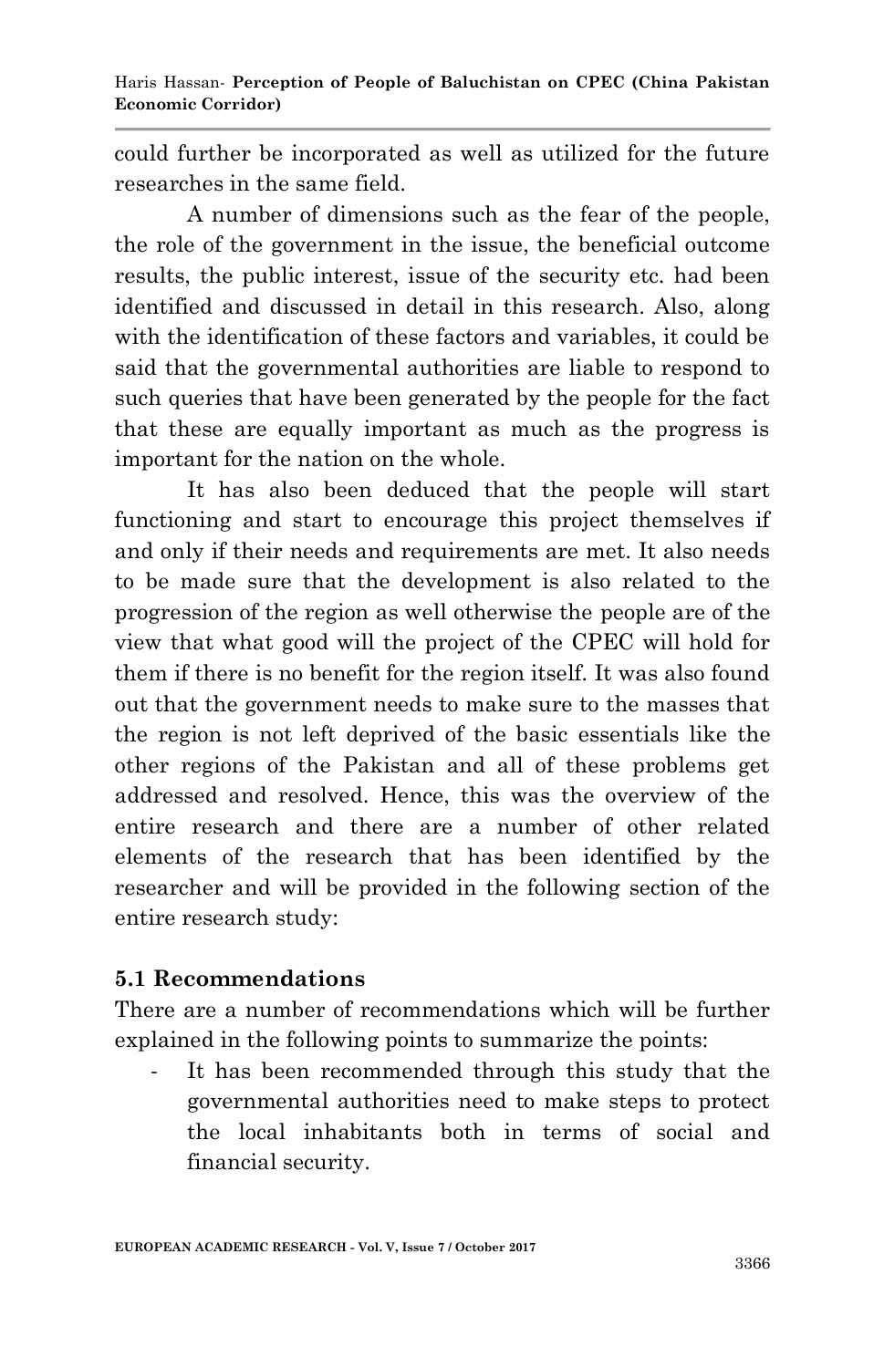could further be incorporated as well as utilized for the future researches in the same field.

A number of dimensions such as the fear of the people, the role of the government in the issue, the beneficial outcome results, the public interest, issue of the security etc. had been identified and discussed in detail in this research. Also, along with the identification of these factors and variables, it could be said that the governmental authorities are liable to respond to such queries that have been generated by the people for the fact that these are equally important as much as the progress is important for the nation on the whole.

It has also been deduced that the people will start functioning and start to encourage this project themselves if and only if their needs and requirements are met. It also needs to be made sure that the development is also related to the progression of the region as well otherwise the people are of the view that what good will the project of the CPEC will hold for them if there is no benefit for the region itself. It was also found out that the government needs to make sure to the masses that the region is not left deprived of the basic essentials like the other regions of the Pakistan and all of these problems get addressed and resolved. Hence, this was the overview of the entire research and there are a number of other related elements of the research that has been identified by the researcher and will be provided in the following section of the entire research study:

## 5.1 Recommendations

There are a number of recommendations which will be further explained in the following points to summarize the points:

- It has been recommended through this study that the governmental authorities need to make steps to protect the local inhabitants both in terms of social and financial security.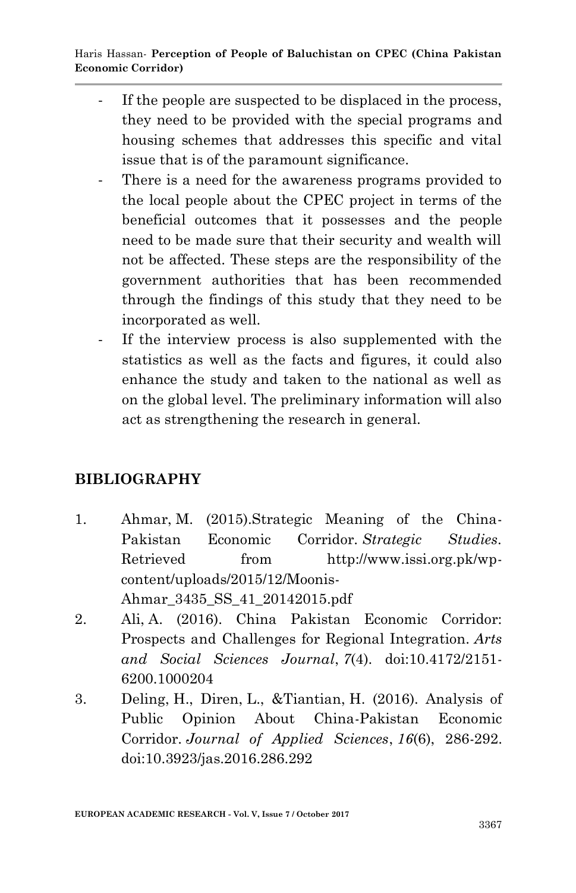- If the people are suspected to be displaced in the process, they need to be provided with the special programs and housing schemes that addresses this specific and vital issue that is of the paramount significance.
- There is a need for the awareness programs provided to the local people about the CPEC project in terms of the beneficial outcomes that it possesses and the people need to be made sure that their security and wealth will not be affected. These steps are the responsibility of the government authorities that has been recommended through the findings of this study that they need to be incorporated as well.
- If the interview process is also supplemented with the statistics as well as the facts and figures, it could also enhance the study and taken to the national as well as on the global level. The preliminary information will also act as strengthening the research in general.

## BIBLIOGRAPHY

1. Ahmar, M. (2015).Strategic Meaning of the China-Pakistan Economic Corridor. *Strategic Studies*. Retrieved from http://www.issi.org.pk/wp-content/uploads/2015/12/Moonis-Ahmar_3435_SS_41_20142015.pdf
2. Ali, A. (2016). China Pakistan Economic Corridor: Prospects and Challenges for Regional Integration. *Arts and Social Sciences Journal*, *7*(4). doi:10.4172/2151-6200.1000204
3. Deling, H., Diren, L., &Tiantian, H. (2016). Analysis of Public Opinion About China-Pakistan Economic Corridor. *Journal of Applied Sciences*, *16*(6), 286-292. doi:10.3923/jas.2016.286.292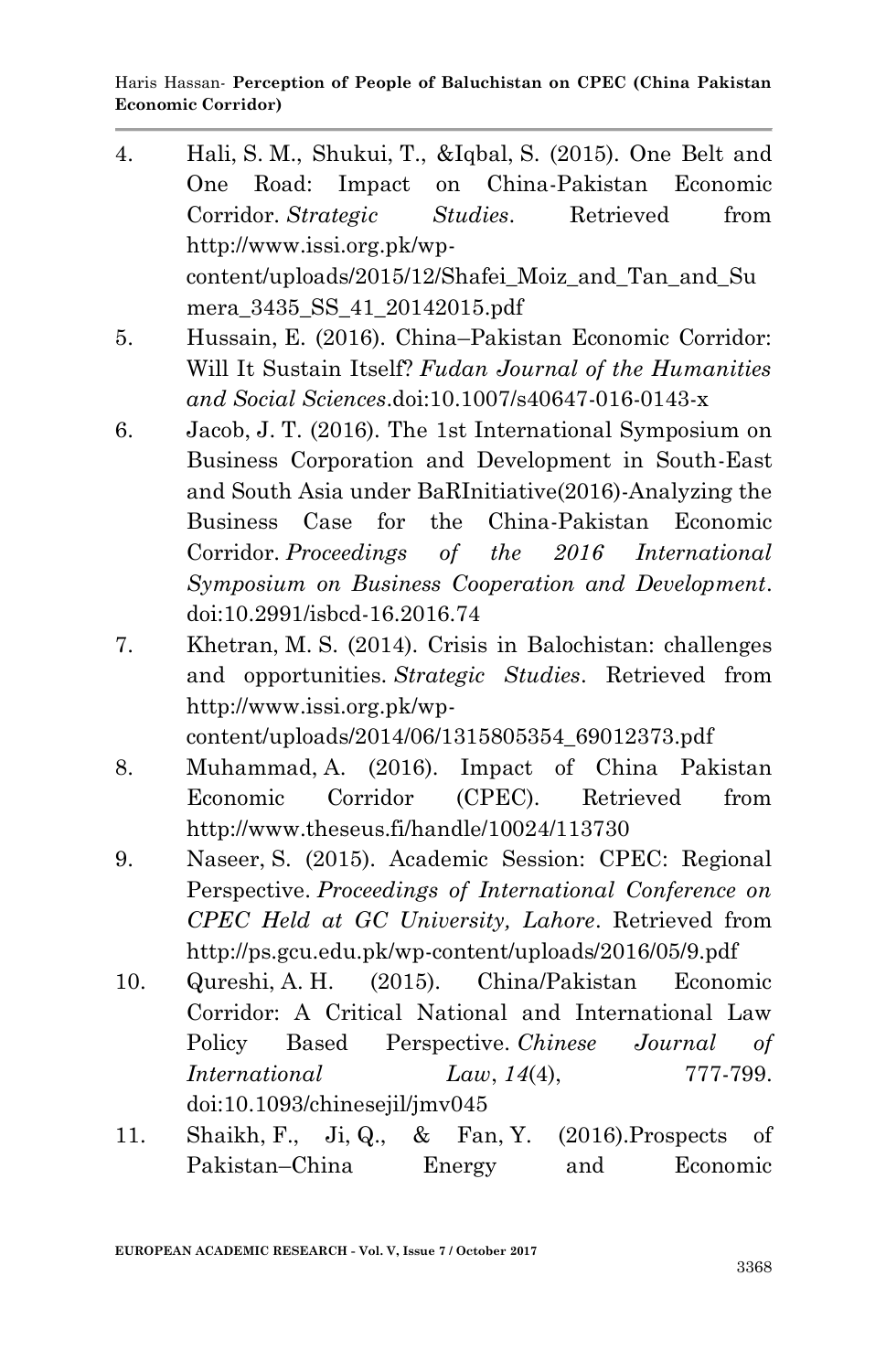4. Hali, S. M., Shukui, T., &Iqbal, S. (2015). One Belt and One Road: Impact on China-Pakistan Economic Corridor. *Strategic Studies*. Retrieved from http://www.issi.org.pk/wp-content/uploads/2015/12/Shafei_Moiz_and_Tan_and_Sumera_3435_SS_41_20142015.pdf
5. Hussain, E. (2016). China–Pakistan Economic Corridor: Will It Sustain Itself? *Fudan Journal of the Humanities and Social Sciences*.doi:10.1007/s40647-016-0143-x
6. Jacob, J. T. (2016). The 1st International Symposium on Business Corporation and Development in South-East and South Asia under BaRInitiative(2016)-Analyzing the Business Case for the China-Pakistan Economic Corridor. *Proceedings of the 2016 International Symposium on Business Cooperation and Development*. doi:10.2991/isbcd-16.2016.74
7. Khetran, M. S. (2014). Crisis in Balochistan: challenges and opportunities. *Strategic Studies*. Retrieved from http://www.issi.org.pk/wp-content/uploads/2014/06/1315805354_69012373.pdf
8. Muhammad, A. (2016). Impact of China Pakistan Economic Corridor (CPEC). Retrieved from http://www.theseus.fi/handle/10024/113730
9. Naseer, S. (2015). Academic Session: CPEC: Regional Perspective. *Proceedings of International Conference on CPEC Held at GC University, Lahore*. Retrieved from http://ps.gcu.edu.pk/wp-content/uploads/2016/05/9.pdf
10. Qureshi, A. H. (2015). China/Pakistan Economic Corridor: A Critical National and International Law Policy Based Perspective. *Chinese Journal of International Law*, *14*(4), 777-799. doi:10.1093/chinesejil/jmv045
11. Shaikh, F., Ji, Q., & Fan, Y. (2016).Prospects of Pakistan–China Energy and Economic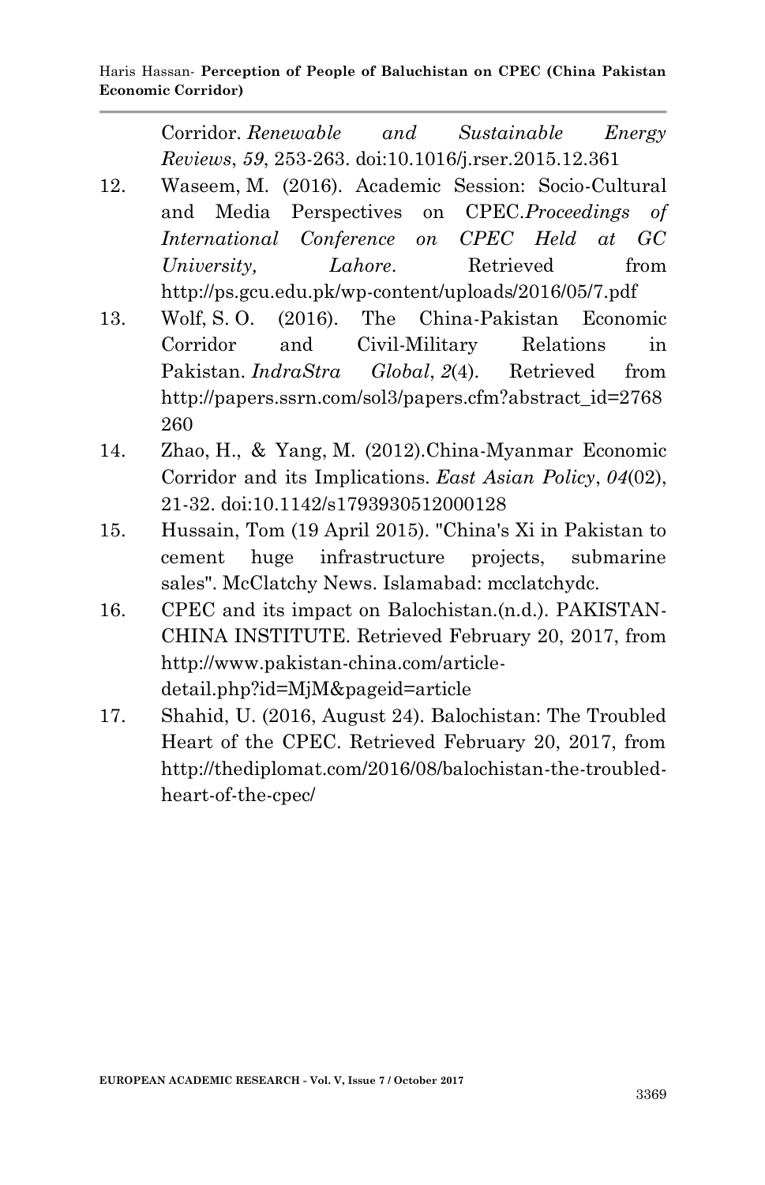Corridor. *Renewable and Sustainable Energy Reviews*, *59*, 253-263. doi:10.1016/j.rser.2015.12.361

12. Waseem, M. (2016). Academic Session: Socio-Cultural and Media Perspectives on CPEC.*Proceedings of International Conference on CPEC Held at GC University, Lahore*. Retrieved from http://ps.gcu.edu.pk/wp-content/uploads/2016/05/7.pdf
13. Wolf, S. O. (2016). The China-Pakistan Economic Corridor and Civil-Military Relations in Pakistan. *IndraStra Global*, *2*(4). Retrieved from http://papers.ssrn.com/sol3/papers.cfm?abstract_id=2768260
14. Zhao, H., & Yang, M. (2012).China-Myanmar Economic Corridor and its Implications. *East Asian Policy*, *04*(02), 21-32. doi:10.1142/s1793930512000128
15. Hussain, Tom (19 April 2015). "China's Xi in Pakistan to cement huge infrastructure projects, submarine sales". McClatchy News. Islamabad: mcclatchydc.
16. CPEC and its impact on Balochistan.(n.d.). PAKISTAN-CHINA INSTITUTE. Retrieved February 20, 2017, from http://www.pakistan-china.com/article-detail.php?id=MjM&pageid=article
17. Shahid, U. (2016, August 24). Balochistan: The Troubled Heart of the CPEC. Retrieved February 20, 2017, from http://thediplomat.com/2016/08/balochistan-the-troubled-heart-of-the-cpec/